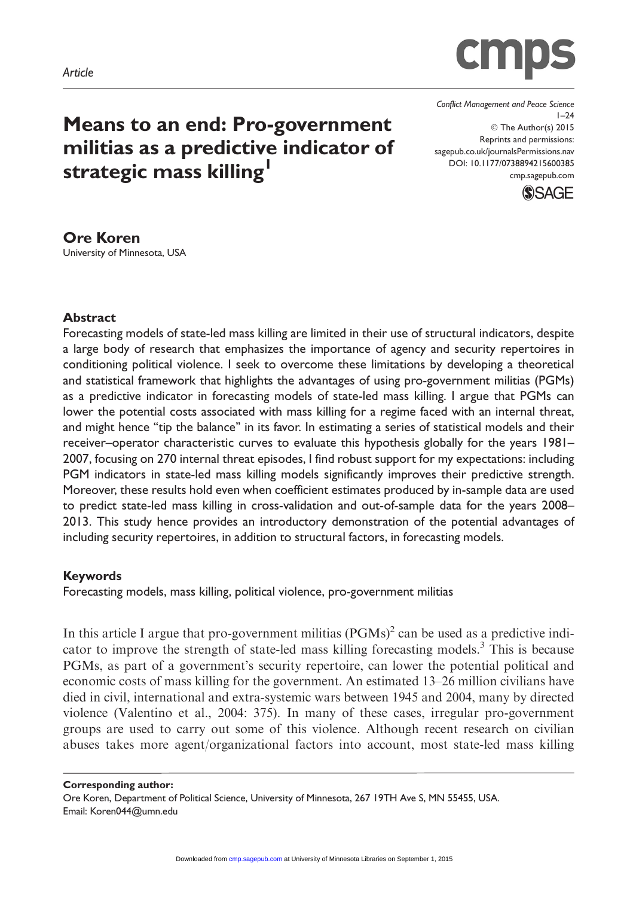Article

# Means to an end: Pro-government militias as a predictive indicator of strategic mass killing[1]

Conflict Management and Peace Science
© The Author(s) 2015
Reprints and permissions: sagepub.co.uk/journalsPermissions.nav
DOI: 10.1177/0738894215600385
cmp.sagepub.com

**Ore Koren**
University of Minnesota, USA

## Abstract

Forecasting models of state-led mass killing are limited in their use of structural indicators, despite a large body of research that emphasizes the importance of agency and security repertoires in conditioning political violence. I seek to overcome these limitations by developing a theoretical and statistical framework that highlights the advantages of using pro-government militias (PGMs) as a predictive indicator in forecasting models of state-led mass killing. I argue that PGMs can lower the potential costs associated with mass killing for a regime faced with an internal threat, and might hence "tip the balance" in its favor. In estimating a series of statistical models and their receiver–operator characteristic curves to evaluate this hypothesis globally for the years 1981–2007, focusing on 270 internal threat episodes, I find robust support for my expectations: including PGM indicators in state-led mass killing models significantly improves their predictive strength. Moreover, these results hold even when coefficient estimates produced by in-sample data are used to predict state-led mass killing in cross-validation and out-of-sample data for the years 2008–2013. This study hence provides an introductory demonstration of the potential advantages of including security repertoires, in addition to structural factors, in forecasting models.

## Keywords

Forecasting models, mass killing, political violence, pro-government militias

In this article I argue that pro-government militias (PGMs)[2] can be used as a predictive indicator to improve the strength of state-led mass killing forecasting models.[3] This is because PGMs, as part of a government's security repertoire, can lower the potential political and economic costs of mass killing for the government. An estimated 13–26 million civilians have died in civil, international and extra-systemic wars between 1945 and 2004, many by directed violence (Valentino et al., 2004: 375). In many of these cases, irregular pro-government groups are used to carry out some of this violence. Although recent research on civilian abuses takes more agent/organizational factors into account, most state-led mass killing

**Corresponding author:**
Ore Koren, Department of Political Science, University of Minnesota, 267 19TH Ave S, MN 55455, USA.
Email: Koren044@umn.edu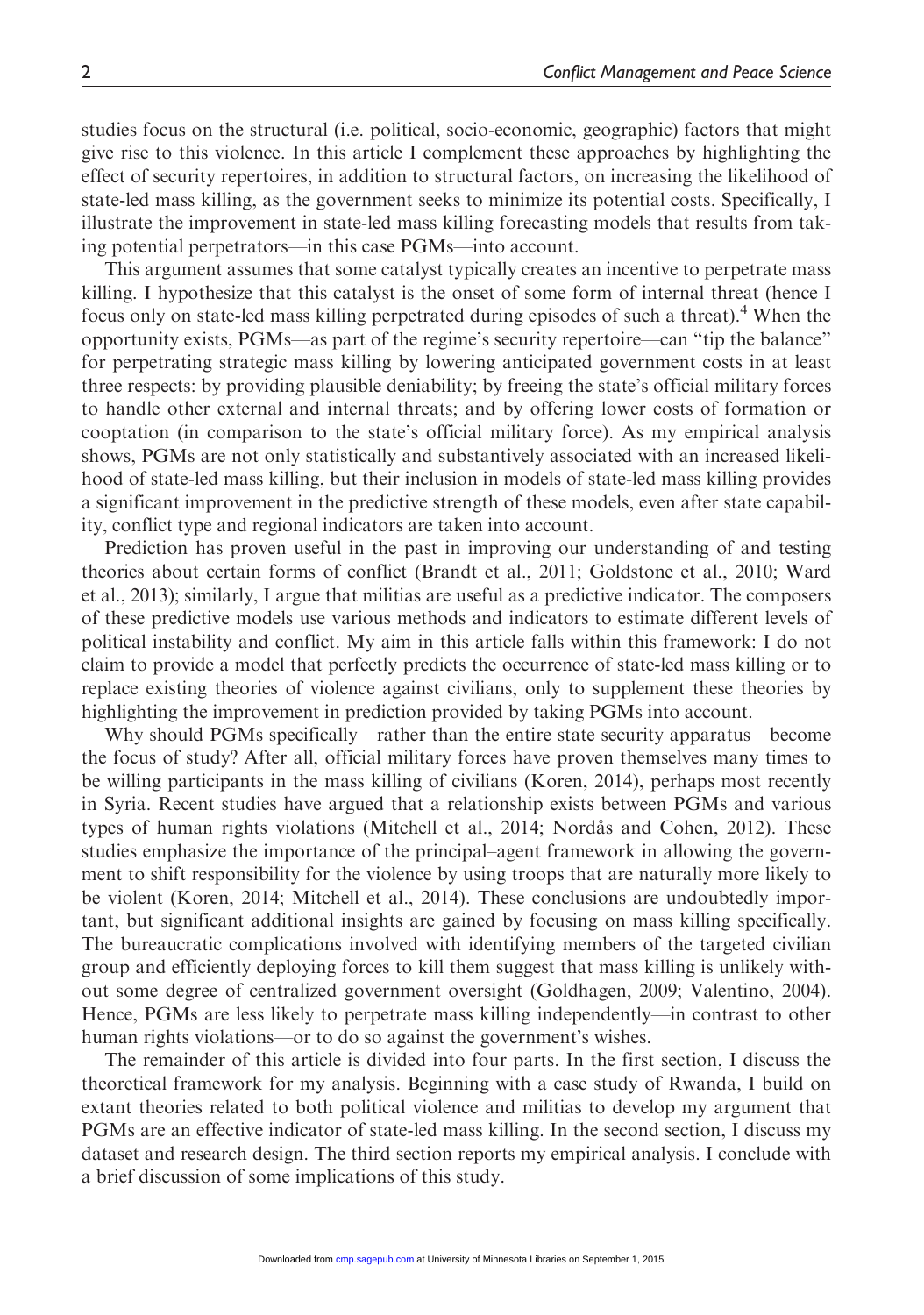studies focus on the structural (i.e. political, socio-economic, geographic) factors that might give rise to this violence. In this article I complement these approaches by highlighting the effect of security repertoires, in addition to structural factors, on increasing the likelihood of state-led mass killing, as the government seeks to minimize its potential costs. Specifically, I illustrate the improvement in state-led mass killing forecasting models that results from taking potential perpetrators—in this case PGMs—into account.

This argument assumes that some catalyst typically creates an incentive to perpetrate mass killing. I hypothesize that this catalyst is the onset of some form of internal threat (hence I focus only on state-led mass killing perpetrated during episodes of such a threat).[4] When the opportunity exists, PGMs—as part of the regime's security repertoire—can "tip the balance" for perpetrating strategic mass killing by lowering anticipated government costs in at least three respects: by providing plausible deniability; by freeing the state's official military forces to handle other external and internal threats; and by offering lower costs of formation or cooptation (in comparison to the state's official military force). As my empirical analysis shows, PGMs are not only statistically and substantively associated with an increased likelihood of state-led mass killing, but their inclusion in models of state-led mass killing provides a significant improvement in the predictive strength of these models, even after state capability, conflict type and regional indicators are taken into account.

Prediction has proven useful in the past in improving our understanding of and testing theories about certain forms of conflict (Brandt et al., 2011; Goldstone et al., 2010; Ward et al., 2013); similarly, I argue that militias are useful as a predictive indicator. The composers of these predictive models use various methods and indicators to estimate different levels of political instability and conflict. My aim in this article falls within this framework: I do not claim to provide a model that perfectly predicts the occurrence of state-led mass killing or to replace existing theories of violence against civilians, only to supplement these theories by highlighting the improvement in prediction provided by taking PGMs into account.

Why should PGMs specifically—rather than the entire state security apparatus—become the focus of study? After all, official military forces have proven themselves many times to be willing participants in the mass killing of civilians (Koren, 2014), perhaps most recently in Syria. Recent studies have argued that a relationship exists between PGMs and various types of human rights violations (Mitchell et al., 2014; Nordås and Cohen, 2012). These studies emphasize the importance of the principal–agent framework in allowing the government to shift responsibility for the violence by using troops that are naturally more likely to be violent (Koren, 2014; Mitchell et al., 2014). These conclusions are undoubtedly important, but significant additional insights are gained by focusing on mass killing specifically. The bureaucratic complications involved with identifying members of the targeted civilian group and efficiently deploying forces to kill them suggest that mass killing is unlikely without some degree of centralized government oversight (Goldhagen, 2009; Valentino, 2004). Hence, PGMs are less likely to perpetrate mass killing independently—in contrast to other human rights violations—or to do so against the government's wishes.

The remainder of this article is divided into four parts. In the first section, I discuss the theoretical framework for my analysis. Beginning with a case study of Rwanda, I build on extant theories related to both political violence and militias to develop my argument that PGMs are an effective indicator of state-led mass killing. In the second section, I discuss my dataset and research design. The third section reports my empirical analysis. I conclude with a brief discussion of some implications of this study.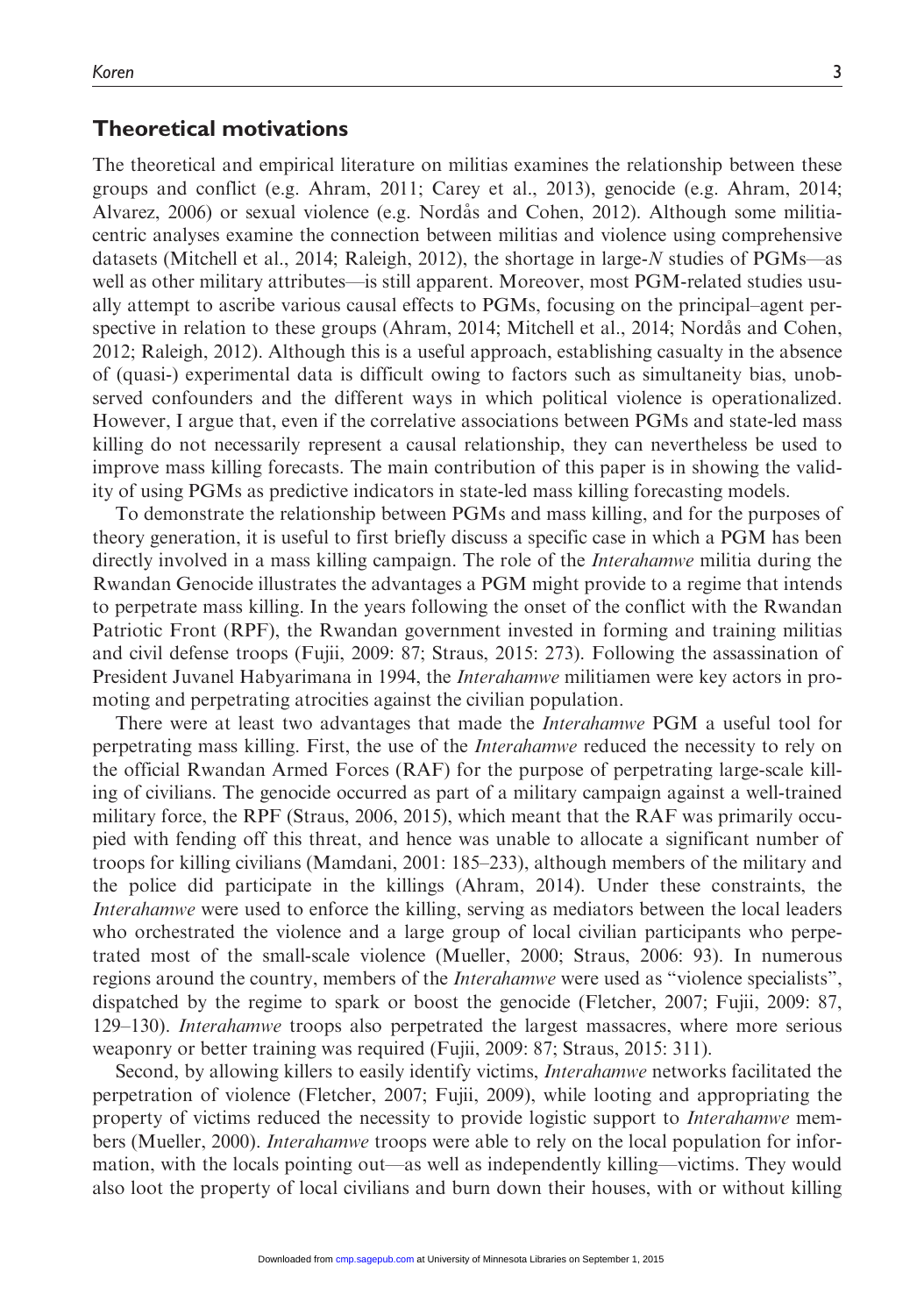## Theoretical motivations

The theoretical and empirical literature on militias examines the relationship between these groups and conflict (e.g. Ahram, 2011; Carey et al., 2013), genocide (e.g. Ahram, 2014; Alvarez, 2006) or sexual violence (e.g. Nordås and Cohen, 2012). Although some militia-centric analyses examine the connection between militias and violence using comprehensive datasets (Mitchell et al., 2014; Raleigh, 2012), the shortage in large-*N* studies of PGMs—as well as other military attributes—is still apparent. Moreover, most PGM-related studies usually attempt to ascribe various causal effects to PGMs, focusing on the principal–agent perspective in relation to these groups (Ahram, 2014; Mitchell et al., 2014; Nordås and Cohen, 2012; Raleigh, 2012). Although this is a useful approach, establishing casualty in the absence of (quasi-) experimental data is difficult owing to factors such as simultaneity bias, unobserved confounders and the different ways in which political violence is operationalized. However, I argue that, even if the correlative associations between PGMs and state-led mass killing do not necessarily represent a causal relationship, they can nevertheless be used to improve mass killing forecasts. The main contribution of this paper is in showing the validity of using PGMs as predictive indicators in state-led mass killing forecasting models.

To demonstrate the relationship between PGMs and mass killing, and for the purposes of theory generation, it is useful to first briefly discuss a specific case in which a PGM has been directly involved in a mass killing campaign. The role of the *Interahamwe* militia during the Rwandan Genocide illustrates the advantages a PGM might provide to a regime that intends to perpetrate mass killing. In the years following the onset of the conflict with the Rwandan Patriotic Front (RPF), the Rwandan government invested in forming and training militias and civil defense troops (Fujii, 2009: 87; Straus, 2015: 273). Following the assassination of President Juvanel Habyarimana in 1994, the *Interahamwe* militiamen were key actors in promoting and perpetrating atrocities against the civilian population.

There were at least two advantages that made the *Interahamwe* PGM a useful tool for perpetrating mass killing. First, the use of the *Interahamwe* reduced the necessity to rely on the official Rwandan Armed Forces (RAF) for the purpose of perpetrating large-scale killing of civilians. The genocide occurred as part of a military campaign against a well-trained military force, the RPF (Straus, 2006, 2015), which meant that the RAF was primarily occupied with fending off this threat, and hence was unable to allocate a significant number of troops for killing civilians (Mamdani, 2001: 185–233), although members of the military and the police did participate in the killings (Ahram, 2014). Under these constraints, the *Interahamwe* were used to enforce the killing, serving as mediators between the local leaders who orchestrated the violence and a large group of local civilian participants who perpetrated most of the small-scale violence (Mueller, 2000; Straus, 2006: 93). In numerous regions around the country, members of the *Interahamwe* were used as "violence specialists", dispatched by the regime to spark or boost the genocide (Fletcher, 2007; Fujii, 2009: 87, 129–130). *Interahamwe* troops also perpetrated the largest massacres, where more serious weaponry or better training was required (Fujii, 2009: 87; Straus, 2015: 311).

Second, by allowing killers to easily identify victims, *Interahamwe* networks facilitated the perpetration of violence (Fletcher, 2007; Fujii, 2009), while looting and appropriating the property of victims reduced the necessity to provide logistic support to *Interahamwe* members (Mueller, 2000). *Interahamwe* troops were able to rely on the local population for information, with the locals pointing out—as well as independently killing—victims. They would also loot the property of local civilians and burn down their houses, with or without killing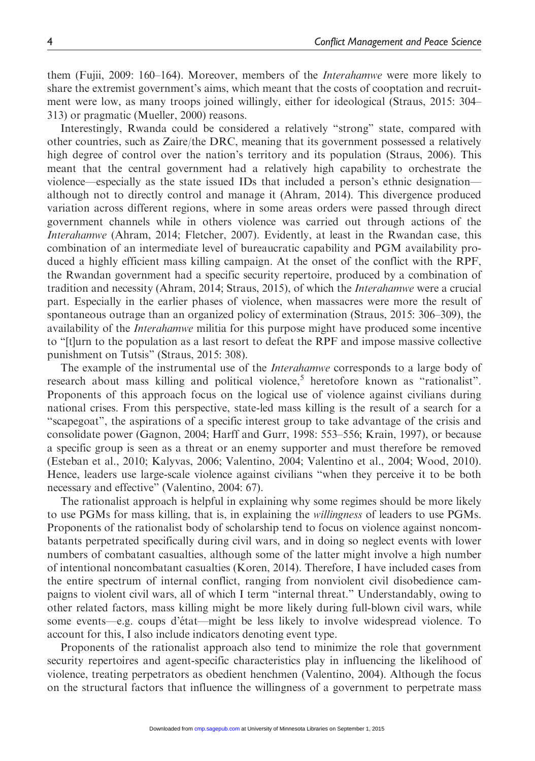them (Fujii, 2009: 160–164). Moreover, members of the *Interahamwe* were more likely to share the extremist government's aims, which meant that the costs of cooptation and recruitment were low, as many troops joined willingly, either for ideological (Straus, 2015: 304–313) or pragmatic (Mueller, 2000) reasons.

Interestingly, Rwanda could be considered a relatively "strong" state, compared with other countries, such as Zaire/the DRC, meaning that its government possessed a relatively high degree of control over the nation's territory and its population (Straus, 2006). This meant that the central government had a relatively high capability to orchestrate the violence—especially as the state issued IDs that included a person's ethnic designation—although not to directly control and manage it (Ahram, 2014). This divergence produced variation across different regions, where in some areas orders were passed through direct government channels while in others violence was carried out through actions of the *Interahamwe* (Ahram, 2014; Fletcher, 2007). Evidently, at least in the Rwandan case, this combination of an intermediate level of bureaucratic capability and PGM availability produced a highly efficient mass killing campaign. At the onset of the conflict with the RPF, the Rwandan government had a specific security repertoire, produced by a combination of tradition and necessity (Ahram, 2014; Straus, 2015), of which the *Interahamwe* were a crucial part. Especially in the earlier phases of violence, when massacres were more the result of spontaneous outrage than an organized policy of extermination (Straus, 2015: 306–309), the availability of the *Interahamwe* militia for this purpose might have produced some incentive to "[t]urn to the population as a last resort to defeat the RPF and impose massive collective punishment on Tutsis" (Straus, 2015: 308).

The example of the instrumental use of the *Interahamwe* corresponds to a large body of research about mass killing and political violence,[5] heretofore known as "rationalist". Proponents of this approach focus on the logical use of violence against civilians during national crises. From this perspective, state-led mass killing is the result of a search for a "scapegoat", the aspirations of a specific interest group to take advantage of the crisis and consolidate power (Gagnon, 2004; Harff and Gurr, 1998: 553–556; Krain, 1997), or because a specific group is seen as a threat or an enemy supporter and must therefore be removed (Esteban et al., 2010; Kalyvas, 2006; Valentino, 2004; Valentino et al., 2004; Wood, 2010). Hence, leaders use large-scale violence against civilians "when they perceive it to be both necessary and effective" (Valentino, 2004: 67).

The rationalist approach is helpful in explaining why some regimes should be more likely to use PGMs for mass killing, that is, in explaining the *willingness* of leaders to use PGMs. Proponents of the rationalist body of scholarship tend to focus on violence against noncombatants perpetrated specifically during civil wars, and in doing so neglect events with lower numbers of combatant casualties, although some of the latter might involve a high number of intentional noncombatant casualties (Koren, 2014). Therefore, I have included cases from the entire spectrum of internal conflict, ranging from nonviolent civil disobedience campaigns to violent civil wars, all of which I term "internal threat." Understandably, owing to other related factors, mass killing might be more likely during full-blown civil wars, while some events—e.g. coups d'état—might be less likely to involve widespread violence. To account for this, I also include indicators denoting event type.

Proponents of the rationalist approach also tend to minimize the role that government security repertoires and agent-specific characteristics play in influencing the likelihood of violence, treating perpetrators as obedient henchmen (Valentino, 2004). Although the focus on the structural factors that influence the willingness of a government to perpetrate mass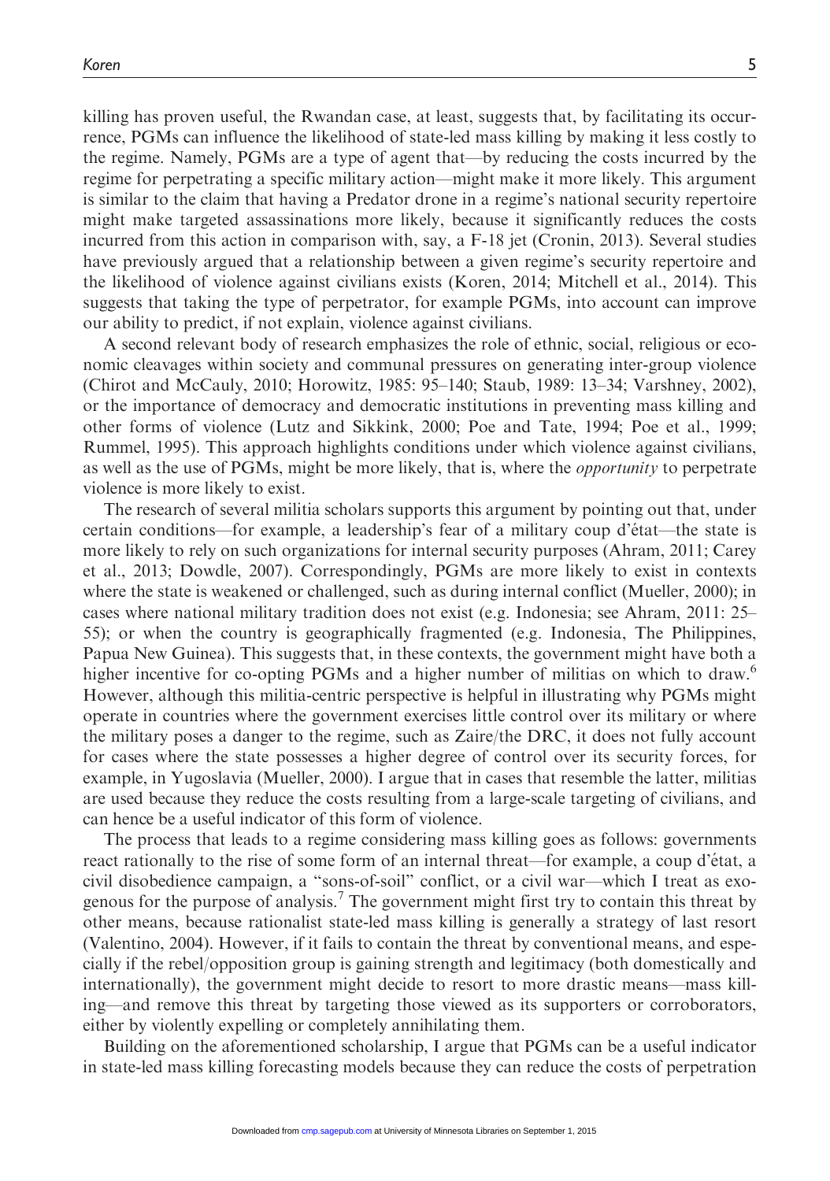killing has proven useful, the Rwandan case, at least, suggests that, by facilitating its occurrence, PGMs can influence the likelihood of state-led mass killing by making it less costly to the regime. Namely, PGMs are a type of agent that—by reducing the costs incurred by the regime for perpetrating a specific military action—might make it more likely. This argument is similar to the claim that having a Predator drone in a regime's national security repertoire might make targeted assassinations more likely, because it significantly reduces the costs incurred from this action in comparison with, say, a F-18 jet (Cronin, 2013). Several studies have previously argued that a relationship between a given regime's security repertoire and the likelihood of violence against civilians exists (Koren, 2014; Mitchell et al., 2014). This suggests that taking the type of perpetrator, for example PGMs, into account can improve our ability to predict, if not explain, violence against civilians.

A second relevant body of research emphasizes the role of ethnic, social, religious or economic cleavages within society and communal pressures on generating inter-group violence (Chirot and McCauly, 2010; Horowitz, 1985: 95–140; Staub, 1989: 13–34; Varshney, 2002), or the importance of democracy and democratic institutions in preventing mass killing and other forms of violence (Lutz and Sikkink, 2000; Poe and Tate, 1994; Poe et al., 1999; Rummel, 1995). This approach highlights conditions under which violence against civilians, as well as the use of PGMs, might be more likely, that is, where the *opportunity* to perpetrate violence is more likely to exist.

The research of several militia scholars supports this argument by pointing out that, under certain conditions—for example, a leadership's fear of a military coup d'état—the state is more likely to rely on such organizations for internal security purposes (Ahram, 2011; Carey et al., 2013; Dowdle, 2007). Correspondingly, PGMs are more likely to exist in contexts where the state is weakened or challenged, such as during internal conflict (Mueller, 2000); in cases where national military tradition does not exist (e.g. Indonesia; see Ahram, 2011: 25–55); or when the country is geographically fragmented (e.g. Indonesia, The Philippines, Papua New Guinea). This suggests that, in these contexts, the government might have both a higher incentive for co-opting PGMs and a higher number of militias on which to draw.[6] However, although this militia-centric perspective is helpful in illustrating why PGMs might operate in countries where the government exercises little control over its military or where the military poses a danger to the regime, such as Zaire/the DRC, it does not fully account for cases where the state possesses a higher degree of control over its security forces, for example, in Yugoslavia (Mueller, 2000). I argue that in cases that resemble the latter, militias are used because they reduce the costs resulting from a large-scale targeting of civilians, and can hence be a useful indicator of this form of violence.

The process that leads to a regime considering mass killing goes as follows: governments react rationally to the rise of some form of an internal threat—for example, a coup d'état, a civil disobedience campaign, a "sons-of-soil" conflict, or a civil war—which I treat as exogenous for the purpose of analysis.[7] The government might first try to contain this threat by other means, because rationalist state-led mass killing is generally a strategy of last resort (Valentino, 2004). However, if it fails to contain the threat by conventional means, and especially if the rebel/opposition group is gaining strength and legitimacy (both domestically and internationally), the government might decide to resort to more drastic means—mass killing—and remove this threat by targeting those viewed as its supporters or corroborators, either by violently expelling or completely annihilating them.

Building on the aforementioned scholarship, I argue that PGMs can be a useful indicator in state-led mass killing forecasting models because they can reduce the costs of perpetration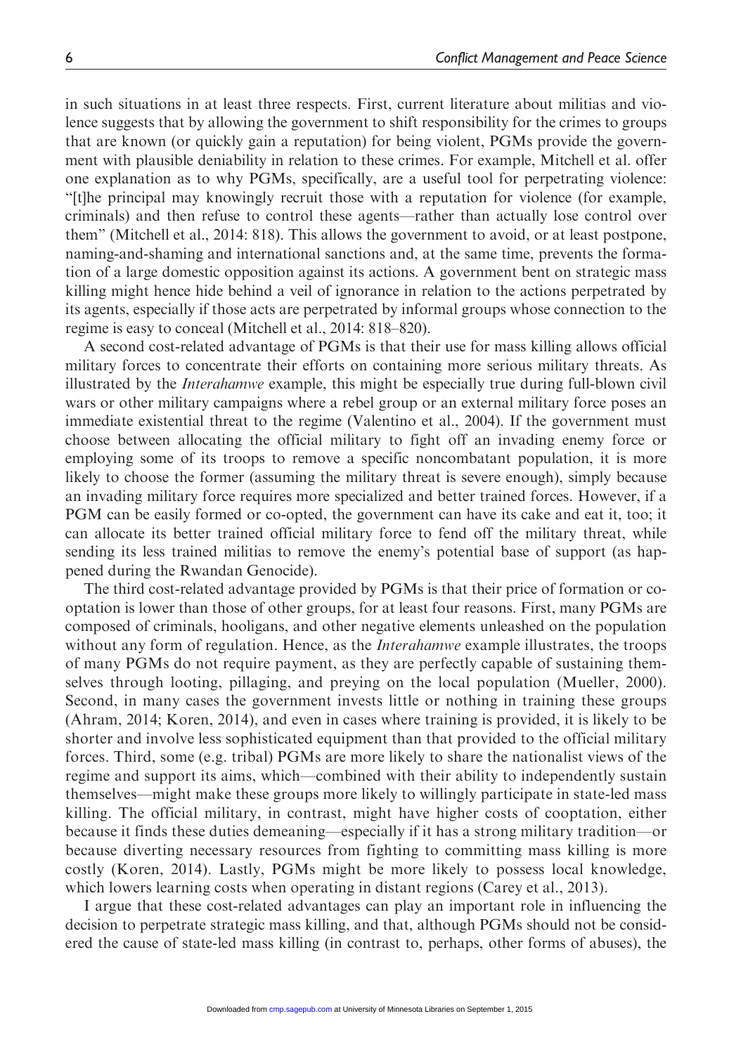in such situations in at least three respects. First, current literature about militias and violence suggests that by allowing the government to shift responsibility for the crimes to groups that are known (or quickly gain a reputation) for being violent, PGMs provide the government with plausible deniability in relation to these crimes. For example, Mitchell et al. offer one explanation as to why PGMs, specifically, are a useful tool for perpetrating violence: "[t]he principal may knowingly recruit those with a reputation for violence (for example, criminals) and then refuse to control these agents—rather than actually lose control over them" (Mitchell et al., 2014: 818). This allows the government to avoid, or at least postpone, naming-and-shaming and international sanctions and, at the same time, prevents the formation of a large domestic opposition against its actions. A government bent on strategic mass killing might hence hide behind a veil of ignorance in relation to the actions perpetrated by its agents, especially if those acts are perpetrated by informal groups whose connection to the regime is easy to conceal (Mitchell et al., 2014: 818–820).

A second cost-related advantage of PGMs is that their use for mass killing allows official military forces to concentrate their efforts on containing more serious military threats. As illustrated by the *Interahamwe* example, this might be especially true during full-blown civil wars or other military campaigns where a rebel group or an external military force poses an immediate existential threat to the regime (Valentino et al., 2004). If the government must choose between allocating the official military to fight off an invading enemy force or employing some of its troops to remove a specific noncombatant population, it is more likely to choose the former (assuming the military threat is severe enough), simply because an invading military force requires more specialized and better trained forces. However, if a PGM can be easily formed or co-opted, the government can have its cake and eat it, too; it can allocate its better trained official military force to fend off the military threat, while sending its less trained militias to remove the enemy's potential base of support (as happened during the Rwandan Genocide).

The third cost-related advantage provided by PGMs is that their price of formation or co-optation is lower than those of other groups, for at least four reasons. First, many PGMs are composed of criminals, hooligans, and other negative elements unleashed on the population without any form of regulation. Hence, as the *Interahamwe* example illustrates, the troops of many PGMs do not require payment, as they are perfectly capable of sustaining themselves through looting, pillaging, and preying on the local population (Mueller, 2000). Second, in many cases the government invests little or nothing in training these groups (Ahram, 2014; Koren, 2014), and even in cases where training is provided, it is likely to be shorter and involve less sophisticated equipment than that provided to the official military forces. Third, some (e.g. tribal) PGMs are more likely to share the nationalist views of the regime and support its aims, which—combined with their ability to independently sustain themselves—might make these groups more likely to willingly participate in state-led mass killing. The official military, in contrast, might have higher costs of cooptation, either because it finds these duties demeaning—especially if it has a strong military tradition—or because diverting necessary resources from fighting to committing mass killing is more costly (Koren, 2014). Lastly, PGMs might be more likely to possess local knowledge, which lowers learning costs when operating in distant regions (Carey et al., 2013).

I argue that these cost-related advantages can play an important role in influencing the decision to perpetrate strategic mass killing, and that, although PGMs should not be considered the cause of state-led mass killing (in contrast to, perhaps, other forms of abuses), the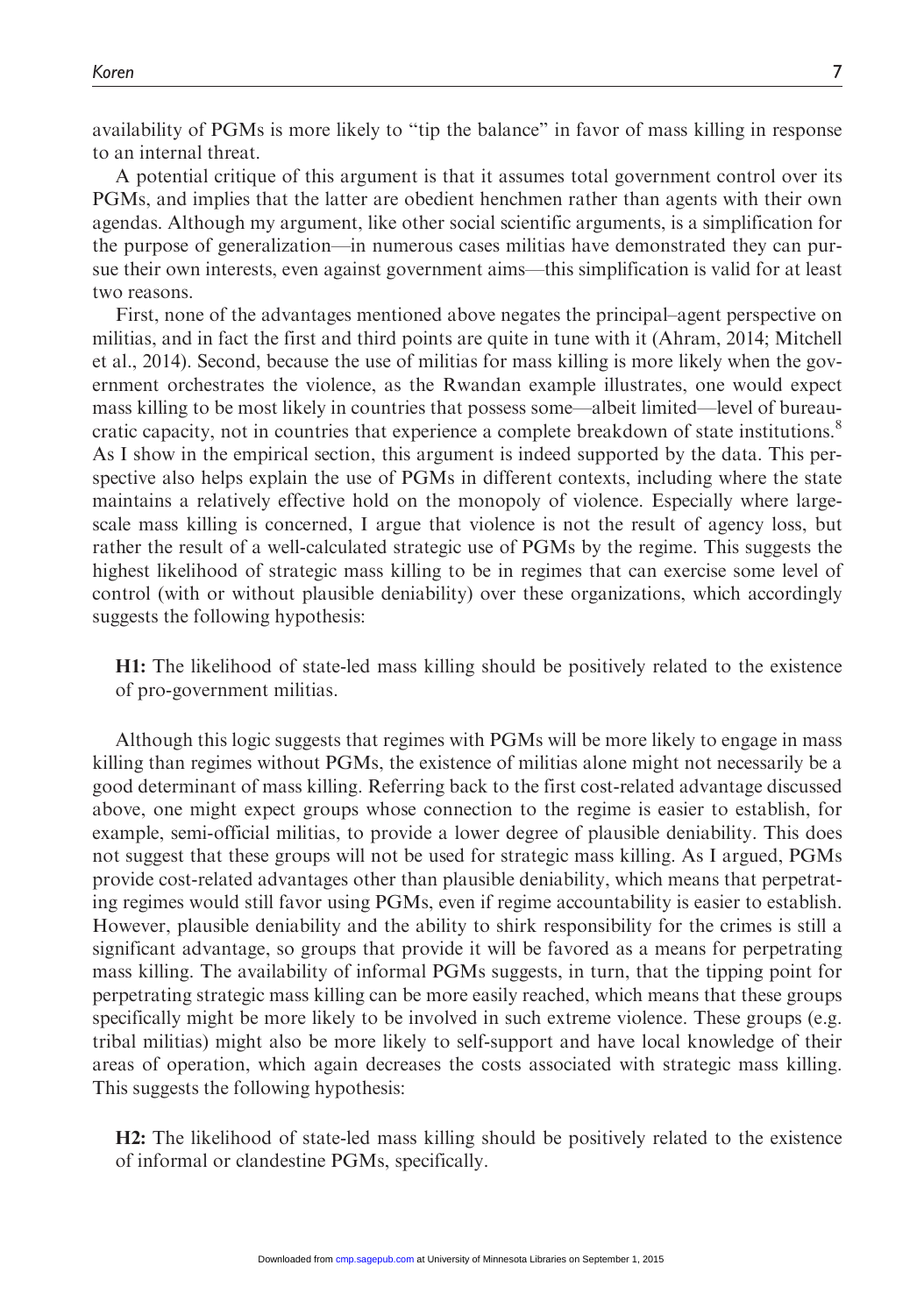availability of PGMs is more likely to "tip the balance" in favor of mass killing in response to an internal threat.

A potential critique of this argument is that it assumes total government control over its PGMs, and implies that the latter are obedient henchmen rather than agents with their own agendas. Although my argument, like other social scientific arguments, is a simplification for the purpose of generalization—in numerous cases militias have demonstrated they can pursue their own interests, even against government aims—this simplification is valid for at least two reasons.

First, none of the advantages mentioned above negates the principal–agent perspective on militias, and in fact the first and third points are quite in tune with it (Ahram, 2014; Mitchell et al., 2014). Second, because the use of militias for mass killing is more likely when the government orchestrates the violence, as the Rwandan example illustrates, one would expect mass killing to be most likely in countries that possess some—albeit limited—level of bureaucratic capacity, not in countries that experience a complete breakdown of state institutions.[8] As I show in the empirical section, this argument is indeed supported by the data. This perspective also helps explain the use of PGMs in different contexts, including where the state maintains a relatively effective hold on the monopoly of violence. Especially where large-scale mass killing is concerned, I argue that violence is not the result of agency loss, but rather the result of a well-calculated strategic use of PGMs by the regime. This suggests the highest likelihood of strategic mass killing to be in regimes that can exercise some level of control (with or without plausible deniability) over these organizations, which accordingly suggests the following hypothesis:

**H1:** The likelihood of state-led mass killing should be positively related to the existence of pro-government militias.

Although this logic suggests that regimes with PGMs will be more likely to engage in mass killing than regimes without PGMs, the existence of militias alone might not necessarily be a good determinant of mass killing. Referring back to the first cost-related advantage discussed above, one might expect groups whose connection to the regime is easier to establish, for example, semi-official militias, to provide a lower degree of plausible deniability. This does not suggest that these groups will not be used for strategic mass killing. As I argued, PGMs provide cost-related advantages other than plausible deniability, which means that perpetrating regimes would still favor using PGMs, even if regime accountability is easier to establish. However, plausible deniability and the ability to shirk responsibility for the crimes is still a significant advantage, so groups that provide it will be favored as a means for perpetrating mass killing. The availability of informal PGMs suggests, in turn, that the tipping point for perpetrating strategic mass killing can be more easily reached, which means that these groups specifically might be more likely to be involved in such extreme violence. These groups (e.g. tribal militias) might also be more likely to self-support and have local knowledge of their areas of operation, which again decreases the costs associated with strategic mass killing. This suggests the following hypothesis:

**H2:** The likelihood of state-led mass killing should be positively related to the existence of informal or clandestine PGMs, specifically.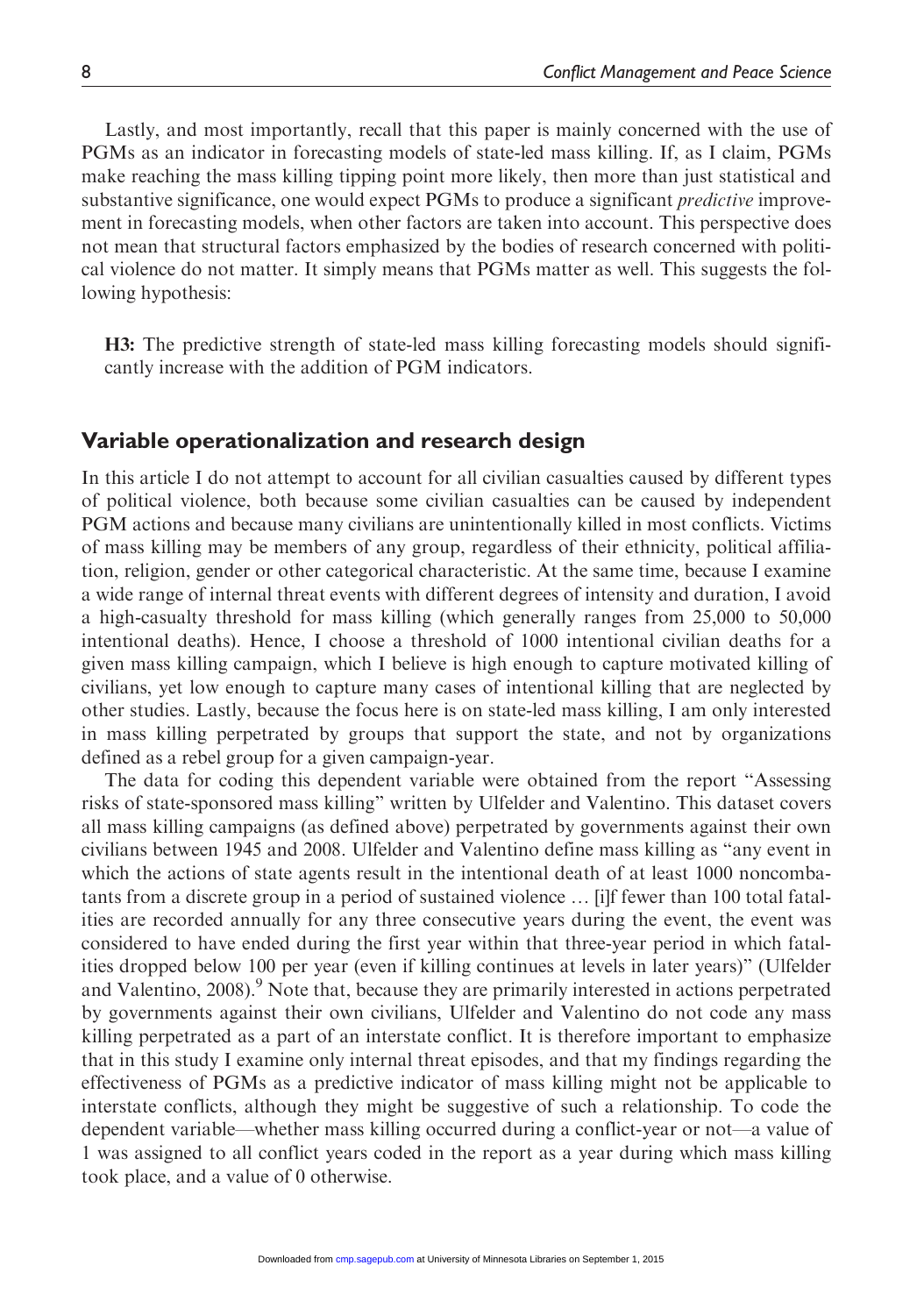Lastly, and most importantly, recall that this paper is mainly concerned with the use of PGMs as an indicator in forecasting models of state-led mass killing. If, as I claim, PGMs make reaching the mass killing tipping point more likely, then more than just statistical and substantive significance, one would expect PGMs to produce a significant *predictive* improvement in forecasting models, when other factors are taken into account. This perspective does not mean that structural factors emphasized by the bodies of research concerned with political violence do not matter. It simply means that PGMs matter as well. This suggests the following hypothesis:

> **H3:** The predictive strength of state-led mass killing forecasting models should significantly increase with the addition of PGM indicators.

## Variable operationalization and research design

In this article I do not attempt to account for all civilian casualties caused by different types of political violence, both because some civilian casualties can be caused by independent PGM actions and because many civilians are unintentionally killed in most conflicts. Victims of mass killing may be members of any group, regardless of their ethnicity, political affiliation, religion, gender or other categorical characteristic. At the same time, because I examine a wide range of internal threat events with different degrees of intensity and duration, I avoid a high-casualty threshold for mass killing (which generally ranges from 25,000 to 50,000 intentional deaths). Hence, I choose a threshold of 1000 intentional civilian deaths for a given mass killing campaign, which I believe is high enough to capture motivated killing of civilians, yet low enough to capture many cases of intentional killing that are neglected by other studies. Lastly, because the focus here is on state-led mass killing, I am only interested in mass killing perpetrated by groups that support the state, and not by organizations defined as a rebel group for a given campaign-year.

The data for coding this dependent variable were obtained from the report "Assessing risks of state-sponsored mass killing" written by Ulfelder and Valentino. This dataset covers all mass killing campaigns (as defined above) perpetrated by governments against their own civilians between 1945 and 2008. Ulfelder and Valentino define mass killing as "any event in which the actions of state agents result in the intentional death of at least 1000 noncombatants from a discrete group in a period of sustained violence … [i]f fewer than 100 total fatalities are recorded annually for any three consecutive years during the event, the event was considered to have ended during the first year within that three-year period in which fatalities dropped below 100 per year (even if killing continues at levels in later years)" (Ulfelder and Valentino, 2008).[9] Note that, because they are primarily interested in actions perpetrated by governments against their own civilians, Ulfelder and Valentino do not code any mass killing perpetrated as a part of an interstate conflict. It is therefore important to emphasize that in this study I examine only internal threat episodes, and that my findings regarding the effectiveness of PGMs as a predictive indicator of mass killing might not be applicable to interstate conflicts, although they might be suggestive of such a relationship. To code the dependent variable—whether mass killing occurred during a conflict-year or not—a value of 1 was assigned to all conflict years coded in the report as a year during which mass killing took place, and a value of 0 otherwise.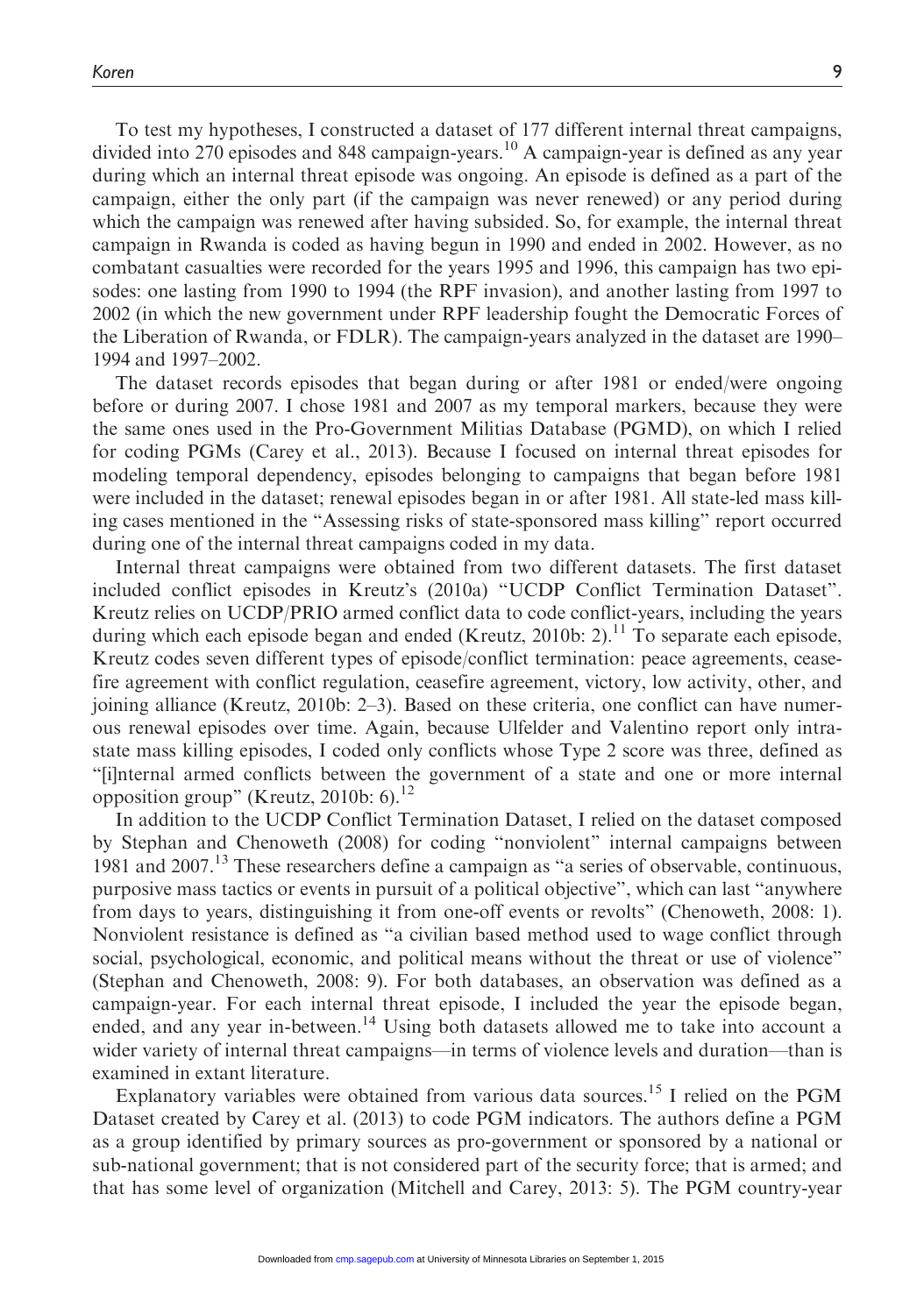To test my hypotheses, I constructed a dataset of 177 different internal threat campaigns, divided into 270 episodes and 848 campaign-years.[10] A campaign-year is defined as any year during which an internal threat episode was ongoing. An episode is defined as a part of the campaign, either the only part (if the campaign was never renewed) or any period during which the campaign was renewed after having subsided. So, for example, the internal threat campaign in Rwanda is coded as having begun in 1990 and ended in 2002. However, as no combatant casualties were recorded for the years 1995 and 1996, this campaign has two episodes: one lasting from 1990 to 1994 (the RPF invasion), and another lasting from 1997 to 2002 (in which the new government under RPF leadership fought the Democratic Forces of the Liberation of Rwanda, or FDLR). The campaign-years analyzed in the dataset are 1990–1994 and 1997–2002.

The dataset records episodes that began during or after 1981 or ended/were ongoing before or during 2007. I chose 1981 and 2007 as my temporal markers, because they were the same ones used in the Pro-Government Militias Database (PGMD), on which I relied for coding PGMs (Carey et al., 2013). Because I focused on internal threat episodes for modeling temporal dependency, episodes belonging to campaigns that began before 1981 were included in the dataset; renewal episodes began in or after 1981. All state-led mass killing cases mentioned in the "Assessing risks of state-sponsored mass killing" report occurred during one of the internal threat campaigns coded in my data.

Internal threat campaigns were obtained from two different datasets. The first dataset included conflict episodes in Kreutz's (2010a) "UCDP Conflict Termination Dataset". Kreutz relies on UCDP/PRIO armed conflict data to code conflict-years, including the years during which each episode began and ended (Kreutz, 2010b: 2).[11] To separate each episode, Kreutz codes seven different types of episode/conflict termination: peace agreements, ceasefire agreement with conflict regulation, ceasefire agreement, victory, low activity, other, and joining alliance (Kreutz, 2010b: 2–3). Based on these criteria, one conflict can have numerous renewal episodes over time. Again, because Ulfelder and Valentino report only intrastate mass killing episodes, I coded only conflicts whose Type 2 score was three, defined as "[i]nternal armed conflicts between the government of a state and one or more internal opposition group" (Kreutz, 2010b: 6).[12]

In addition to the UCDP Conflict Termination Dataset, I relied on the dataset composed by Stephan and Chenoweth (2008) for coding "nonviolent" internal campaigns between 1981 and 2007.[13] These researchers define a campaign as "a series of observable, continuous, purposive mass tactics or events in pursuit of a political objective", which can last "anywhere from days to years, distinguishing it from one-off events or revolts" (Chenoweth, 2008: 1). Nonviolent resistance is defined as "a civilian based method used to wage conflict through social, psychological, economic, and political means without the threat or use of violence" (Stephan and Chenoweth, 2008: 9). For both databases, an observation was defined as a campaign-year. For each internal threat episode, I included the year the episode began, ended, and any year in-between.[14] Using both datasets allowed me to take into account a wider variety of internal threat campaigns—in terms of violence levels and duration—than is examined in extant literature.

Explanatory variables were obtained from various data sources.[15] I relied on the PGM Dataset created by Carey et al. (2013) to code PGM indicators. The authors define a PGM as a group identified by primary sources as pro-government or sponsored by a national or sub-national government; that is not considered part of the security force; that is armed; and that has some level of organization (Mitchell and Carey, 2013: 5). The PGM country-year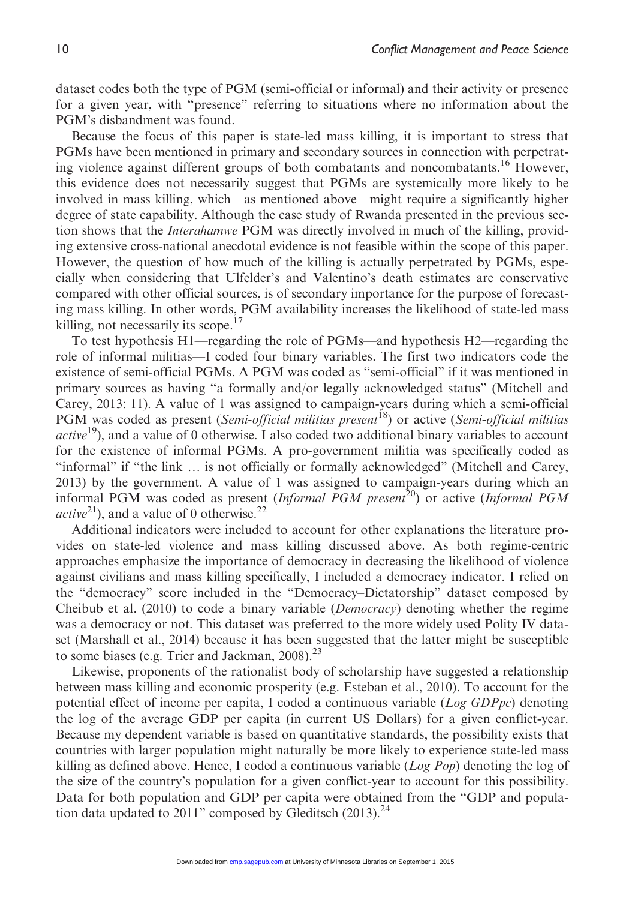dataset codes both the type of PGM (semi-official or informal) and their activity or presence for a given year, with "presence" referring to situations where no information about the PGM's disbandment was found.

Because the focus of this paper is state-led mass killing, it is important to stress that PGMs have been mentioned in primary and secondary sources in connection with perpetrating violence against different groups of both combatants and noncombatants.[16] However, this evidence does not necessarily suggest that PGMs are systemically more likely to be involved in mass killing, which—as mentioned above—might require a significantly higher degree of state capability. Although the case study of Rwanda presented in the previous section shows that the *Interahamwe* PGM was directly involved in much of the killing, providing extensive cross-national anecdotal evidence is not feasible within the scope of this paper. However, the question of how much of the killing is actually perpetrated by PGMs, especially when considering that Ulfelder's and Valentino's death estimates are conservative compared with other official sources, is of secondary importance for the purpose of forecasting mass killing. In other words, PGM availability increases the likelihood of state-led mass killing, not necessarily its scope.[17]

To test hypothesis H1—regarding the role of PGMs—and hypothesis H2—regarding the role of informal militias—I coded four binary variables. The first two indicators code the existence of semi-official PGMs. A PGM was coded as "semi-official" if it was mentioned in primary sources as having "a formally and/or legally acknowledged status" (Mitchell and Carey, 2013: 11). A value of 1 was assigned to campaign-years during which a semi-official PGM was coded as present (*Semi-official militias present*[18]) or active (*Semi-official militias active*[19]), and a value of 0 otherwise. I also coded two additional binary variables to account for the existence of informal PGMs. A pro-government militia was specifically coded as "informal" if "the link … is not officially or formally acknowledged" (Mitchell and Carey, 2013) by the government. A value of 1 was assigned to campaign-years during which an informal PGM was coded as present (*Informal PGM present*[20]) or active (*Informal PGM active*[21]), and a value of 0 otherwise.[22]

Additional indicators were included to account for other explanations the literature provides on state-led violence and mass killing discussed above. As both regime-centric approaches emphasize the importance of democracy in decreasing the likelihood of violence against civilians and mass killing specifically, I included a democracy indicator. I relied on the "democracy" score included in the "Democracy–Dictatorship" dataset composed by Cheibub et al. (2010) to code a binary variable (*Democracy*) denoting whether the regime was a democracy or not. This dataset was preferred to the more widely used Polity IV dataset (Marshall et al., 2014) because it has been suggested that the latter might be susceptible to some biases (e.g. Trier and Jackman, 2008).[23]

Likewise, proponents of the rationalist body of scholarship have suggested a relationship between mass killing and economic prosperity (e.g. Esteban et al., 2010). To account for the potential effect of income per capita, I coded a continuous variable (*Log GDPpc*) denoting the log of the average GDP per capita (in current US Dollars) for a given conflict-year. Because my dependent variable is based on quantitative standards, the possibility exists that countries with larger population might naturally be more likely to experience state-led mass killing as defined above. Hence, I coded a continuous variable (*Log Pop*) denoting the log of the size of the country's population for a given conflict-year to account for this possibility. Data for both population and GDP per capita were obtained from the "GDP and population data updated to 2011" composed by Gleditsch (2013).[24]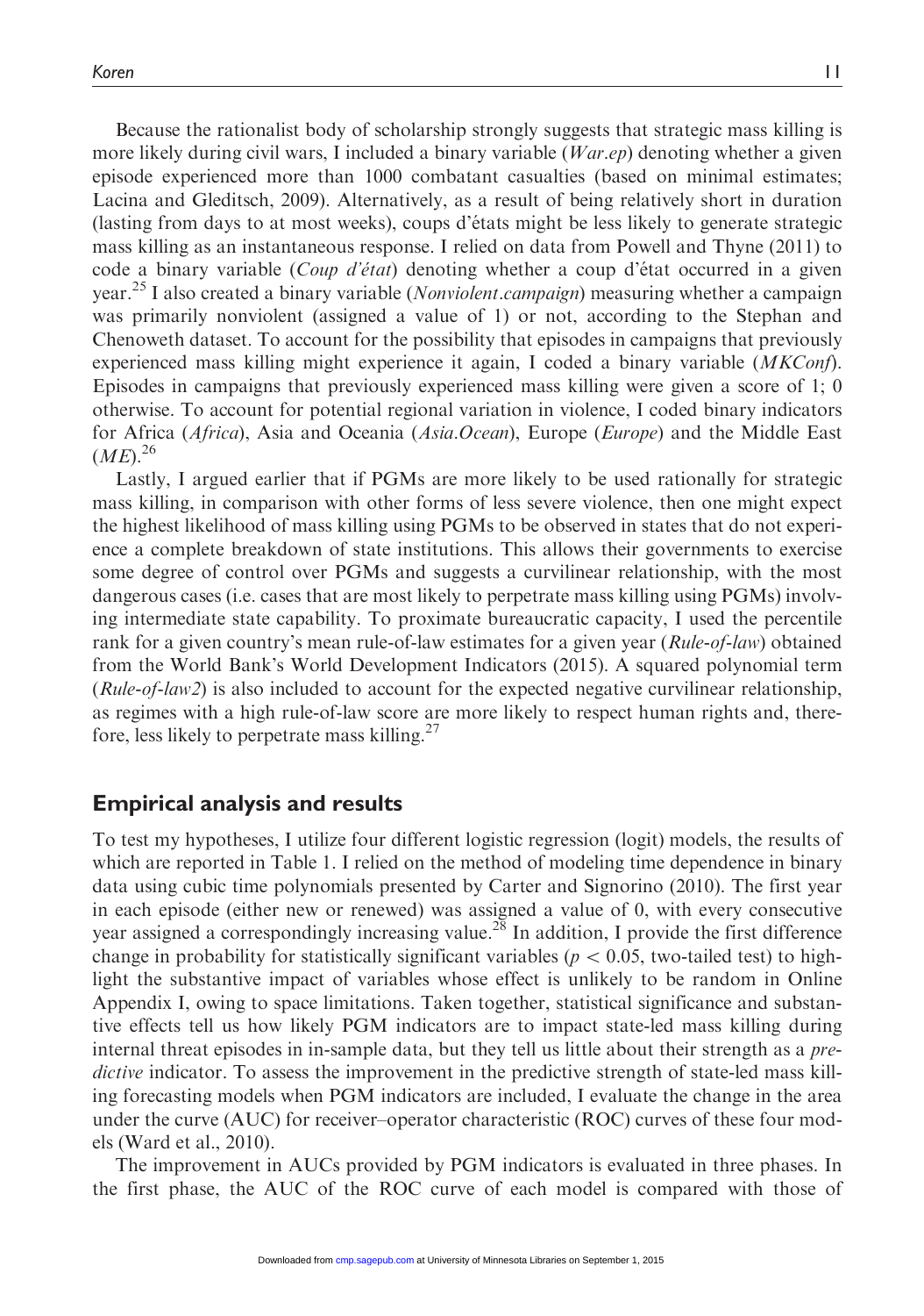Because the rationalist body of scholarship strongly suggests that strategic mass killing is more likely during civil wars, I included a binary variable (*War.ep*) denoting whether a given episode experienced more than 1000 combatant casualties (based on minimal estimates; Lacina and Gleditsch, 2009). Alternatively, as a result of being relatively short in duration (lasting from days to at most weeks), coups d'états might be less likely to generate strategic mass killing as an instantaneous response. I relied on data from Powell and Thyne (2011) to code a binary variable (*Coup d'état*) denoting whether a coup d'état occurred in a given year.[25] I also created a binary variable (*Nonviolent.campaign*) measuring whether a campaign was primarily nonviolent (assigned a value of 1) or not, according to the Stephan and Chenoweth dataset. To account for the possibility that episodes in campaigns that previously experienced mass killing might experience it again, I coded a binary variable (*MKConf*). Episodes in campaigns that previously experienced mass killing were given a score of 1; 0 otherwise. To account for potential regional variation in violence, I coded binary indicators for Africa (*Africa*), Asia and Oceania (*Asia.Ocean*), Europe (*Europe*) and the Middle East (*ME*).[26]

Lastly, I argued earlier that if PGMs are more likely to be used rationally for strategic mass killing, in comparison with other forms of less severe violence, then one might expect the highest likelihood of mass killing using PGMs to be observed in states that do not experience a complete breakdown of state institutions. This allows their governments to exercise some degree of control over PGMs and suggests a curvilinear relationship, with the most dangerous cases (i.e. cases that are most likely to perpetrate mass killing using PGMs) involving intermediate state capability. To proximate bureaucratic capacity, I used the percentile rank for a given country's mean rule-of-law estimates for a given year (*Rule-of-law*) obtained from the World Bank's World Development Indicators (2015). A squared polynomial term (*Rule-of-law2*) is also included to account for the expected negative curvilinear relationship, as regimes with a high rule-of-law score are more likely to respect human rights and, therefore, less likely to perpetrate mass killing.[27]

## Empirical analysis and results

To test my hypotheses, I utilize four different logistic regression (logit) models, the results of which are reported in Table 1. I relied on the method of modeling time dependence in binary data using cubic time polynomials presented by Carter and Signorino (2010). The first year in each episode (either new or renewed) was assigned a value of 0, with every consecutive year assigned a correspondingly increasing value.[28] In addition, I provide the first difference change in probability for statistically significant variables ($p < 0.05$, two-tailed test) to highlight the substantive impact of variables whose effect is unlikely to be random in Online Appendix I, owing to space limitations. Taken together, statistical significance and substantive effects tell us how likely PGM indicators are to impact state-led mass killing during internal threat episodes in in-sample data, but they tell us little about their strength as a *predictive* indicator. To assess the improvement in the predictive strength of state-led mass killing forecasting models when PGM indicators are included, I evaluate the change in the area under the curve (AUC) for receiver–operator characteristic (ROC) curves of these four models (Ward et al., 2010).

The improvement in AUCs provided by PGM indicators is evaluated in three phases. In the first phase, the AUC of the ROC curve of each model is compared with those of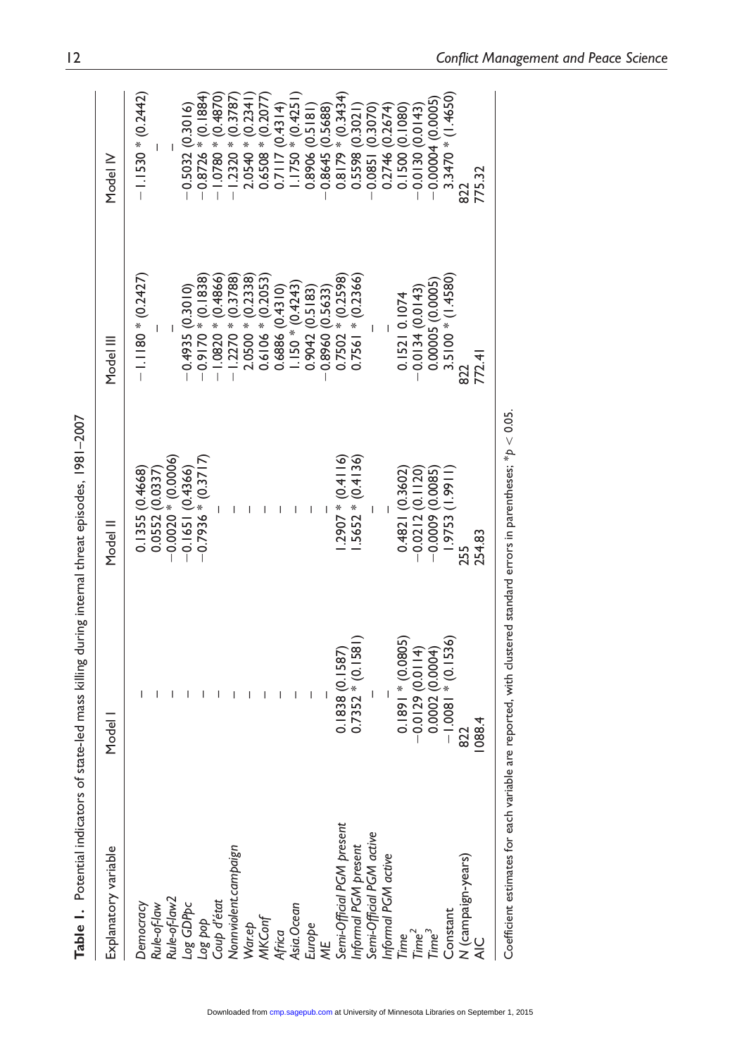**Table 1.** Potential indicators of state-led mass killing during internal threat episodes, 1981–2007

| Explanatory variable | Model I | Model II | Model III | Model IV |
|---|---|---|---|---|
| *Democracy* | – | 0.1355 (0.4668) | −1.1180 * (0.2427) | −1.1530 * (0.2442) |
| *Rule-of-law* | – | 0.0552 (0.0337) | – | – |
| *Rule-of-law2* | – | −0.0020 * (0.0006) | – | – |
| *Log GDPpc* | – | −0.1651 (0.4366) | −0.4935 (0.3010) | −0.5032 (0.3016) |
| *Log pop* | – | −0.7936 * (0.3717) | −0.9170 * (0.1838) | −0.8726 * (0.1884) |
| *Coup d'état* | – | – | −1.0820 * (0.4866) | −1.0780 * (0.4870) |
| *Nonviolent.campaign* | – | – | −1.2270 * (0.3788) | −1.2320 * (0.3787) |
| *War.ep* | – | – | 2.0500 * (0.2338) | 2.0540 * (0.2341) |
| *MKConf* | – | – | 0.6106 * (0.2053) | 0.6508 * (0.2077) |
| *Africa* | – | – | 0.6886 (0.4310) | 0.7117 (0.4314) |
| *Asia.Ocean* | – | – | 1.150 * (0.4243) | 1.1750 * (0.4251) |
| *Europe* | – | – | 0.9042 (0.5183) | 0.8906 (0.5181) |
| *ME* | – | – | −0.8960 (0.5633) | −0.8645 (0.5688) |
| *Semi-Official PGM present* | 0.1838 (0.1587) | 1.2907 * (0.4116) | 0.7502 * (0.2598) | 0.8179 * (0.3434) |
| *Informal PGM present* | 0.7352 * (0.1581) | 1.5652 * (0.4136) | 0.7561 * (0.2366) | 0.5598 (0.3021) |
| *Semi-Official PGM active* | – | – | – | −0.0851 (0.3070) |
| *Informal PGM active* | – | – | – | 0.2746 (0.2674) |
| *Time* | 0.1891 * (0.0805) | 0.4821 (0.3602) | 0.1521 0.1074 | 0.1500 (0.1080) |
| *Time*$^2$ | −0.0129 (0.0114) | −0.0212 (0.1120) | −0.0134 (0.0143) | −0.0130 (0.0143) |
| *Time*$^3$ | 0.0002 (0.0004) | −0.0009 (0.0085) | 0.00005 (0.0005) | −0.00004 (0.0005) |
| Constant | −1.0081 * (0.1536) | 1.9753 (1.9911) | 3.5100 * (1.4580) | 3.3470 * (1.4650) |
| N (campaign-years) | 822 | 255 | 822 | 822 |
| AIC | 1088.4 | 254.83 | 772.41 | 775.32 |

Coefficient estimates for each variable are reported, with clustered standard errors in parentheses; $*p < 0.05$.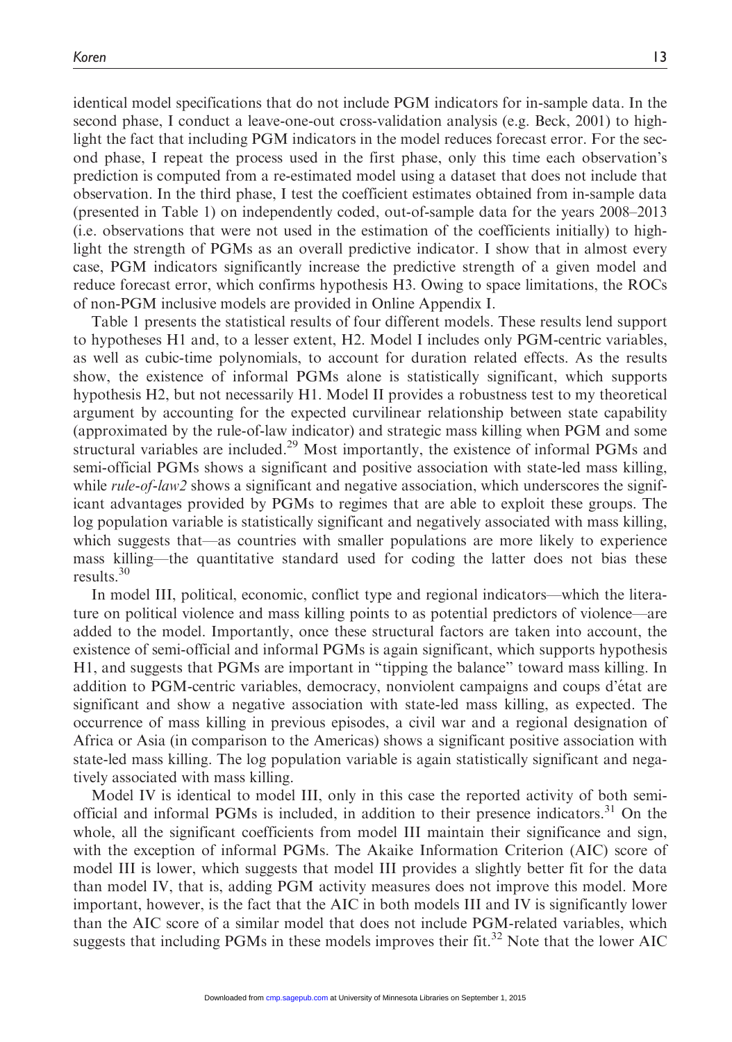identical model specifications that do not include PGM indicators for in-sample data. In the second phase, I conduct a leave-one-out cross-validation analysis (e.g. Beck, 2001) to highlight the fact that including PGM indicators in the model reduces forecast error. For the second phase, I repeat the process used in the first phase, only this time each observation's prediction is computed from a re-estimated model using a dataset that does not include that observation. In the third phase, I test the coefficient estimates obtained from in-sample data (presented in Table 1) on independently coded, out-of-sample data for the years 2008–2013 (i.e. observations that were not used in the estimation of the coefficients initially) to highlight the strength of PGMs as an overall predictive indicator. I show that in almost every case, PGM indicators significantly increase the predictive strength of a given model and reduce forecast error, which confirms hypothesis H3. Owing to space limitations, the ROCs of non-PGM inclusive models are provided in Online Appendix I.

Table 1 presents the statistical results of four different models. These results lend support to hypotheses H1 and, to a lesser extent, H2. Model I includes only PGM-centric variables, as well as cubic-time polynomials, to account for duration related effects. As the results show, the existence of informal PGMs alone is statistically significant, which supports hypothesis H2, but not necessarily H1. Model II provides a robustness test to my theoretical argument by accounting for the expected curvilinear relationship between state capability (approximated by the rule-of-law indicator) and strategic mass killing when PGM and some structural variables are included.[29] Most importantly, the existence of informal PGMs and semi-official PGMs shows a significant and positive association with state-led mass killing, while *rule-of-law2* shows a significant and negative association, which underscores the significant advantages provided by PGMs to regimes that are able to exploit these groups. The log population variable is statistically significant and negatively associated with mass killing, which suggests that—as countries with smaller populations are more likely to experience mass killing—the quantitative standard used for coding the latter does not bias these results.[30]

In model III, political, economic, conflict type and regional indicators—which the literature on political violence and mass killing points to as potential predictors of violence—are added to the model. Importantly, once these structural factors are taken into account, the existence of semi-official and informal PGMs is again significant, which supports hypothesis H1, and suggests that PGMs are important in "tipping the balance" toward mass killing. In addition to PGM-centric variables, democracy, nonviolent campaigns and coups d'état are significant and show a negative association with state-led mass killing, as expected. The occurrence of mass killing in previous episodes, a civil war and a regional designation of Africa or Asia (in comparison to the Americas) shows a significant positive association with state-led mass killing. The log population variable is again statistically significant and negatively associated with mass killing.

Model IV is identical to model III, only in this case the reported activity of both semi-official and informal PGMs is included, in addition to their presence indicators.[31] On the whole, all the significant coefficients from model III maintain their significance and sign, with the exception of informal PGMs. The Akaike Information Criterion (AIC) score of model III is lower, which suggests that model III provides a slightly better fit for the data than model IV, that is, adding PGM activity measures does not improve this model. More important, however, is the fact that the AIC in both models III and IV is significantly lower than the AIC score of a similar model that does not include PGM-related variables, which suggests that including PGMs in these models improves their fit.[32] Note that the lower AIC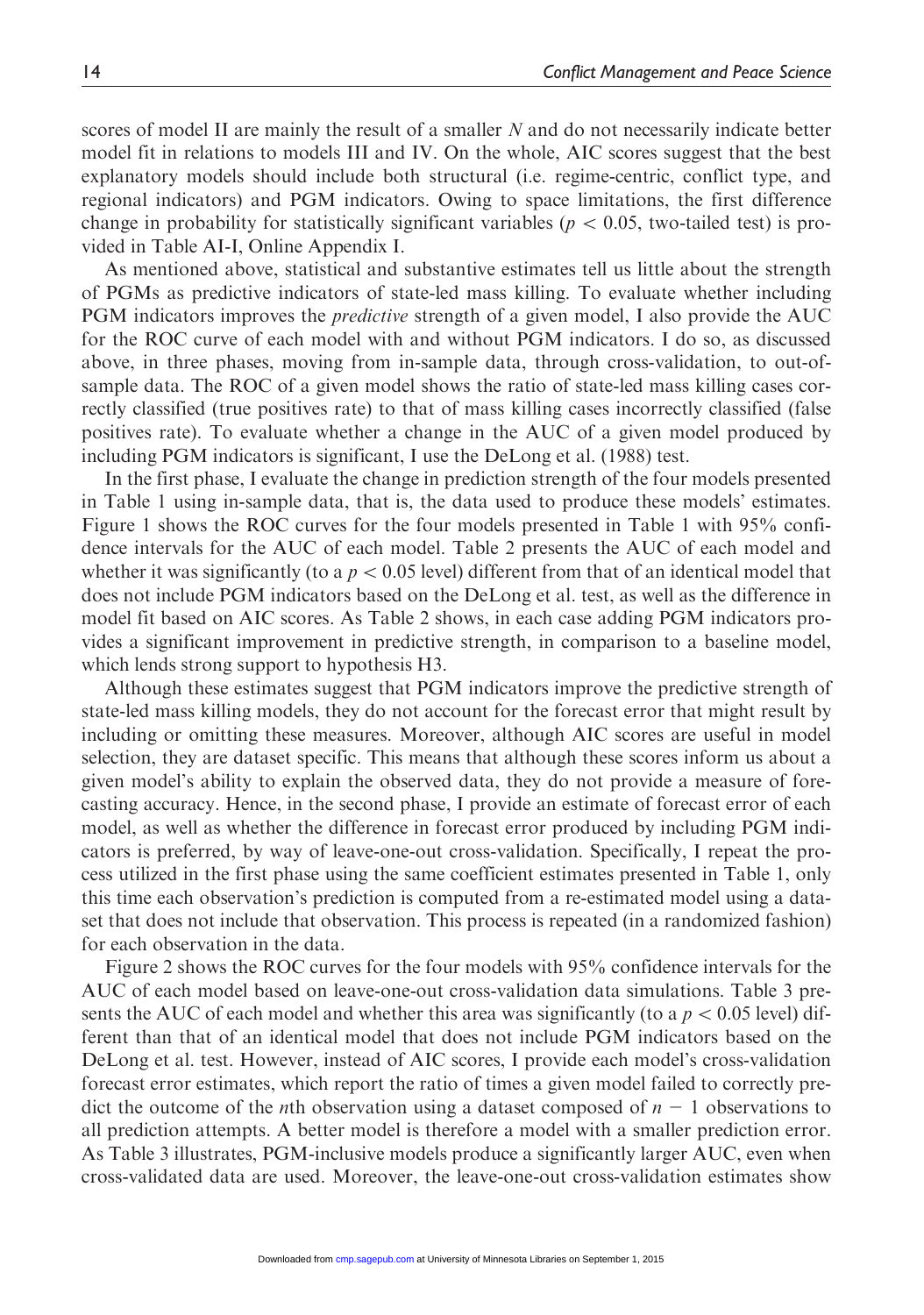scores of model II are mainly the result of a smaller $N$ and do not necessarily indicate better model fit in relations to models III and IV. On the whole, AIC scores suggest that the best explanatory models should include both structural (i.e. regime-centric, conflict type, and regional indicators) and PGM indicators. Owing to space limitations, the first difference change in probability for statistically significant variables ($p < 0.05$, two-tailed test) is provided in Table AI-I, Online Appendix I.

As mentioned above, statistical and substantive estimates tell us little about the strength of PGMs as predictive indicators of state-led mass killing. To evaluate whether including PGM indicators improves the *predictive* strength of a given model, I also provide the AUC for the ROC curve of each model with and without PGM indicators. I do so, as discussed above, in three phases, moving from in-sample data, through cross-validation, to out-of-sample data. The ROC of a given model shows the ratio of state-led mass killing cases correctly classified (true positives rate) to that of mass killing cases incorrectly classified (false positives rate). To evaluate whether a change in the AUC of a given model produced by including PGM indicators is significant, I use the DeLong et al. (1988) test.

In the first phase, I evaluate the change in prediction strength of the four models presented in Table 1 using in-sample data, that is, the data used to produce these models' estimates. Figure 1 shows the ROC curves for the four models presented in Table 1 with 95% confidence intervals for the AUC of each model. Table 2 presents the AUC of each model and whether it was significantly (to a $p < 0.05$ level) different from that of an identical model that does not include PGM indicators based on the DeLong et al. test, as well as the difference in model fit based on AIC scores. As Table 2 shows, in each case adding PGM indicators provides a significant improvement in predictive strength, in comparison to a baseline model, which lends strong support to hypothesis H3.

Although these estimates suggest that PGM indicators improve the predictive strength of state-led mass killing models, they do not account for the forecast error that might result by including or omitting these measures. Moreover, although AIC scores are useful in model selection, they are dataset specific. This means that although these scores inform us about a given model's ability to explain the observed data, they do not provide a measure of forecasting accuracy. Hence, in the second phase, I provide an estimate of forecast error of each model, as well as whether the difference in forecast error produced by including PGM indicators is preferred, by way of leave-one-out cross-validation. Specifically, I repeat the process utilized in the first phase using the same coefficient estimates presented in Table 1, only this time each observation's prediction is computed from a re-estimated model using a dataset that does not include that observation. This process is repeated (in a randomized fashion) for each observation in the data.

Figure 2 shows the ROC curves for the four models with 95% confidence intervals for the AUC of each model based on leave-one-out cross-validation data simulations. Table 3 presents the AUC of each model and whether this area was significantly (to a $p < 0.05$ level) different than that of an identical model that does not include PGM indicators based on the DeLong et al. test. However, instead of AIC scores, I provide each model's cross-validation forecast error estimates, which report the ratio of times a given model failed to correctly predict the outcome of the $n$th observation using a dataset composed of $n - 1$ observations to all prediction attempts. A better model is therefore a model with a smaller prediction error. As Table 3 illustrates, PGM-inclusive models produce a significantly larger AUC, even when cross-validated data are used. Moreover, the leave-one-out cross-validation estimates show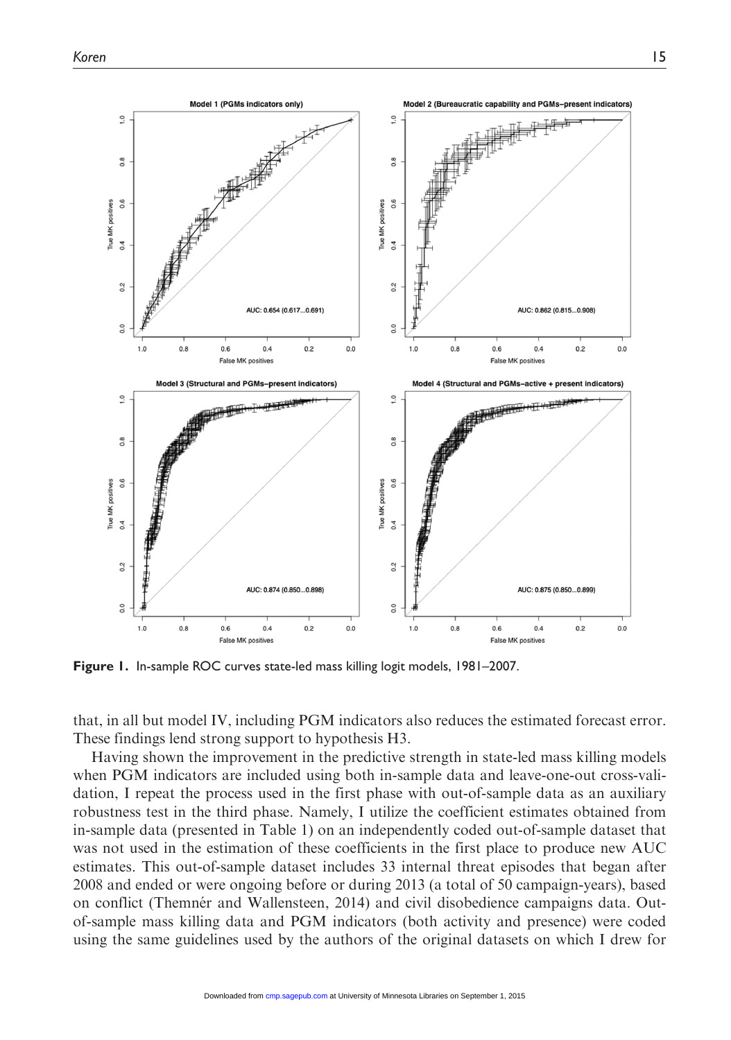**Figure 1.** In-sample ROC curves state-led mass killing logit models, 1981–2007.

that, in all but model IV, including PGM indicators also reduces the estimated forecast error. These findings lend strong support to hypothesis H3.

Having shown the improvement in the predictive strength in state-led mass killing models when PGM indicators are included using both in-sample data and leave-one-out cross-validation, I repeat the process used in the first phase with out-of-sample data as an auxiliary robustness test in the third phase. Namely, I utilize the coefficient estimates obtained from in-sample data (presented in Table 1) on an independently coded out-of-sample dataset that was not used in the estimation of these coefficients in the first place to produce new AUC estimates. This out-of-sample dataset includes 33 internal threat episodes that began after 2008 and ended or were ongoing before or during 2013 (a total of 50 campaign-years), based on conflict (Themnér and Wallensteen, 2014) and civil disobedience campaigns data. Out-of-sample mass killing data and PGM indicators (both activity and presence) were coded using the same guidelines used by the authors of the original datasets on which I drew for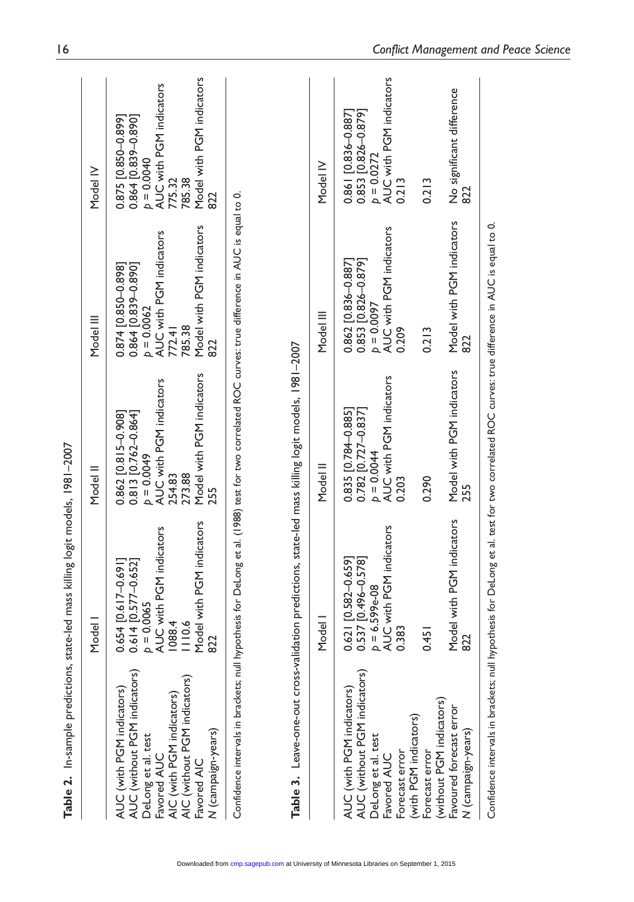**Table 2.** In-sample predictions, state-led mass killing logit models, 1981–2007

| | Model I | Model II | Model III | Model IV |
|---|---|---|---|---|
| AUC (with PGM indicators) | 0.654 [0.617–0.691] | 0.862 [0.815–0.908] | 0.874 [0.850–0.898] | 0.875 [0.850–0.899] |
| AUC (without PGM indicators) | 0.614 [0.577–0.652] | 0.813 [0.762–0.864] | 0.864 [0.839–0.890] | 0.864 [0.839–0.890] |
| DeLong et al. test | $p = 0.0065$ | $p = 0.0049$ | $p = 0.0062$ | $p = 0.0040$ |
| Favored AUC | AUC with PGM indicators | AUC with PGM indicators | AUC with PGM indicators | AUC with PGM indicators |
| AIC (with PGM indicators) | 1088.4 | 254.83 | 772.41 | 775.32 |
| AIC (without PGM indicators) | 1110.6 | 273.88 | 785.38 | 785.38 |
| Favored AIC | Model with PGM indicators | Model with PGM indicators | Model with PGM indicators | Model with PGM indicators |
| N (campaign-years) | 822 | 255 | 822 | 822 |

Confidence intervals in brackets; null hypothesis for DeLong et al. (1988) test for two correlated ROC curves: true difference in AUC is equal to 0.

**Table 3.** Leave-one-out cross-validation predictions, state-led mass killing logit models, 1981–2007

| | Model I | Model II | Model III | Model IV |
|---|---|---|---|---|
| AUC (with PGM indicators) | 0.621 [0.582–0.659] | 0.835 [0.784–0.885] | 0.862 [0.836–0.887] | 0.861 [0.836–0.887] |
| AUC (without PGM indicators) | 0.537 [0.496–0.578] | 0.782 [0.727–0.837] | 0.853 [0.826–0.879] | 0.853 [0.826–0.879] |
| DeLong et al. test | $p = 6.599\text{e-}08$ | $p = 0.0044$ | $p = 0.0097$ | $p = 0.0272$ |
| Favored AUC | AUC with PGM indicators | AUC with PGM indicators | AUC with PGM indicators | AUC with PGM indicators |
| Forecast error (with PGM indicators) | 0.383 | 0.203 | 0.209 | 0.213 |
| Forecast error (without PGM indicators) | 0.451 | 0.290 | 0.213 | 0.213 |
| Favoured forecast error | Model with PGM indicators | Model with PGM indicators | Model with PGM indicators | No significant difference |
| N (campaign-years) | 822 | 255 | 822 | 822 |

Confidence intervals in brackets; null hypothesis for DeLong et al. test for two correlated ROC curves: true difference in AUC is equal to 0.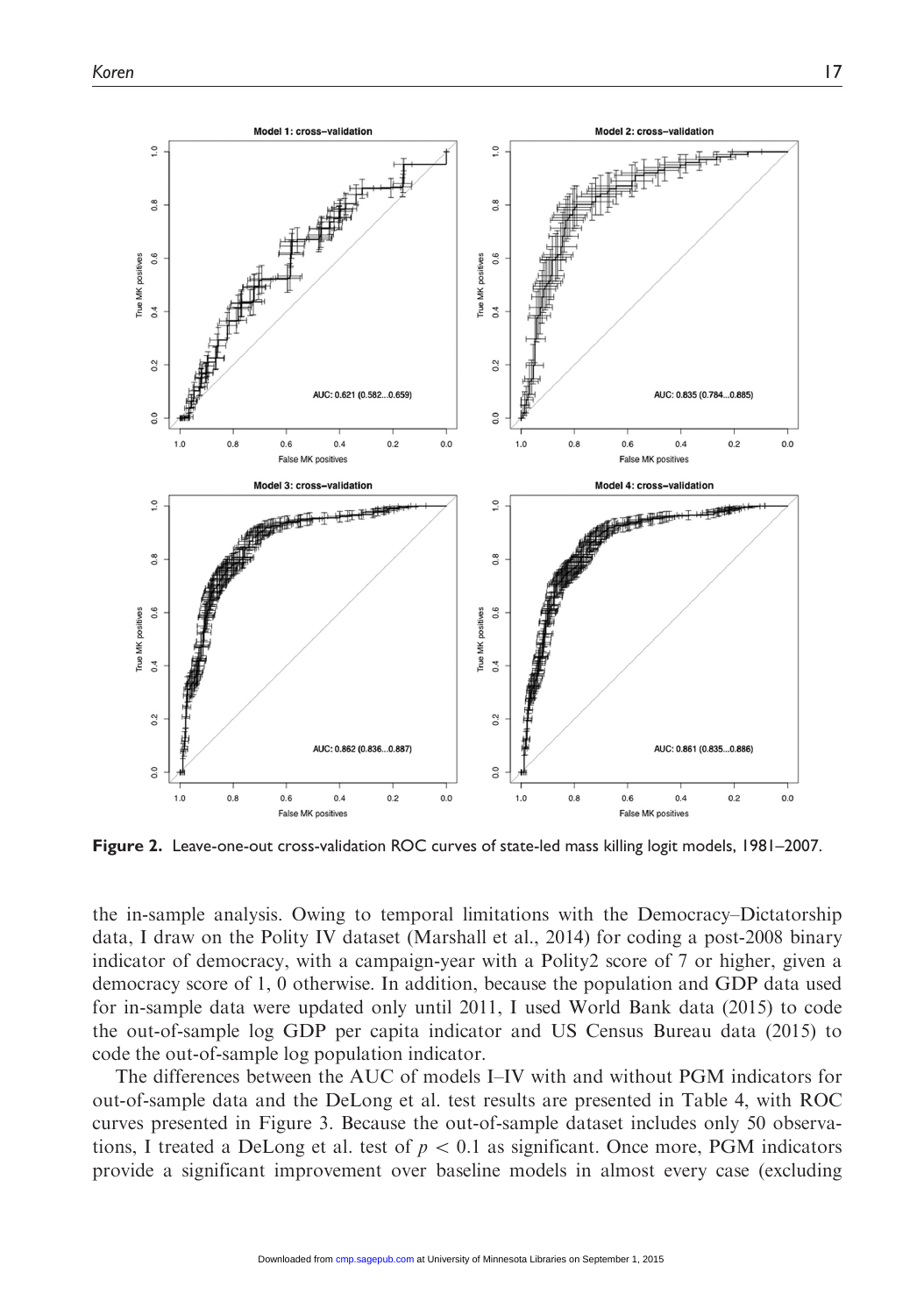Figure 2. Leave-one-out cross-validation ROC curves of state-led mass killing logit models, 1981–2007.

the in-sample analysis. Owing to temporal limitations with the Democracy–Dictatorship data, I draw on the Polity IV dataset (Marshall et al., 2014) for coding a post-2008 binary indicator of democracy, with a campaign-year with a Polity2 score of 7 or higher, given a democracy score of 1, 0 otherwise. In addition, because the population and GDP data used for in-sample data were updated only until 2011, I used World Bank data (2015) to code the out-of-sample log GDP per capita indicator and US Census Bureau data (2015) to code the out-of-sample log population indicator.

The differences between the AUC of models I–IV with and without PGM indicators for out-of-sample data and the DeLong et al. test results are presented in Table 4, with ROC curves presented in Figure 3. Because the out-of-sample dataset includes only 50 observations, I treated a DeLong et al. test of $p < 0.1$ as significant. Once more, PGM indicators provide a significant improvement over baseline models in almost every case (excluding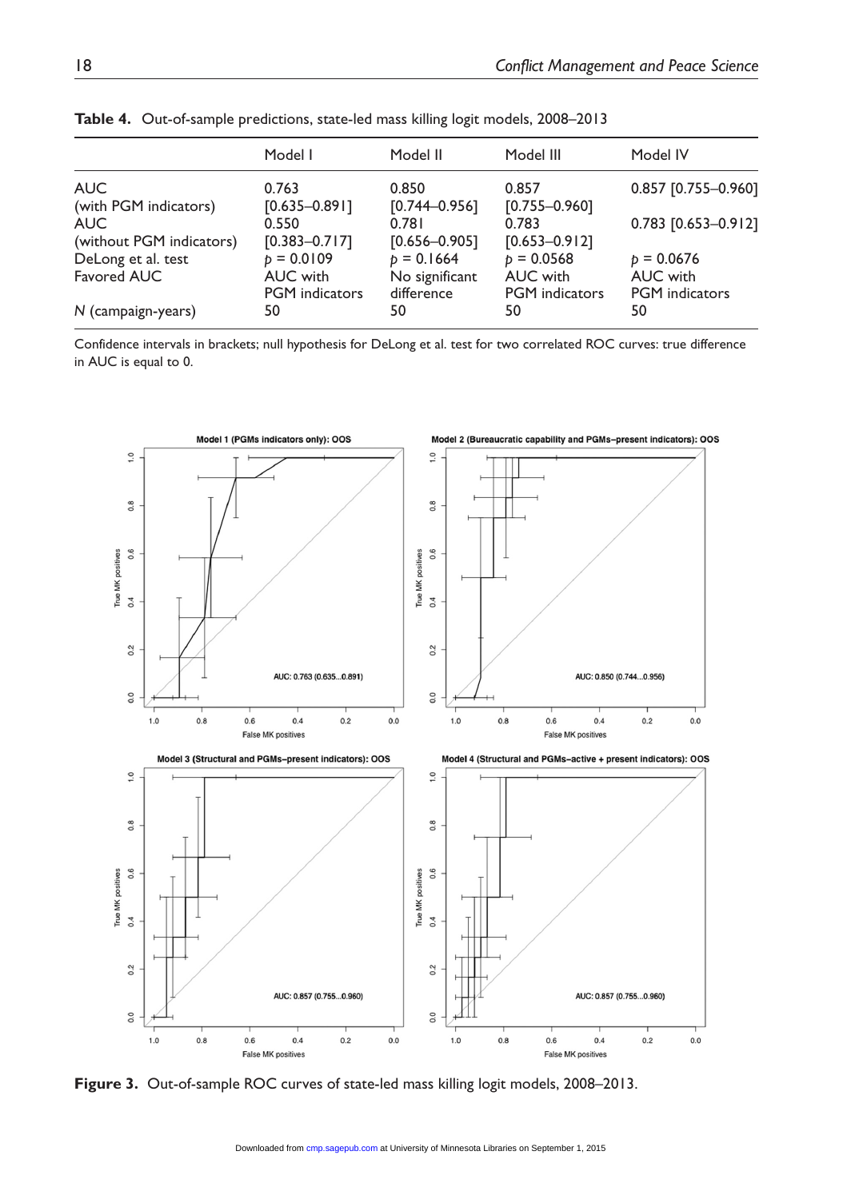**Table 4.** Out-of-sample predictions, state-led mass killing logit models, 2008–2013

| | Model I | Model II | Model III | Model IV |
|---|---|---|---|---|
| AUC (with PGM indicators) | 0.763 [0.635–0.891] | 0.850 [0.744–0.956] | 0.857 [0.755–0.960] | 0.857 [0.755–0.960] |
| AUC (without PGM indicators) | 0.550 [0.383–0.717] | 0.781 [0.656–0.905] | 0.783 [0.653–0.912] | 0.783 [0.653–0.912] |
| DeLong et al. test | $p = 0.0109$ | $p = 0.1664$ | $p = 0.0568$ | $p = 0.0676$ |
| Favored AUC | AUC with PGM indicators | No significant difference | AUC with PGM indicators | AUC with PGM indicators |
| *N* (campaign-years) | 50 | 50 | 50 | 50 |

Confidence intervals in brackets; null hypothesis for DeLong et al. test for two correlated ROC curves: true difference in AUC is equal to 0.

**Figure 3.** Out-of-sample ROC curves of state-led mass killing logit models, 2008–2013.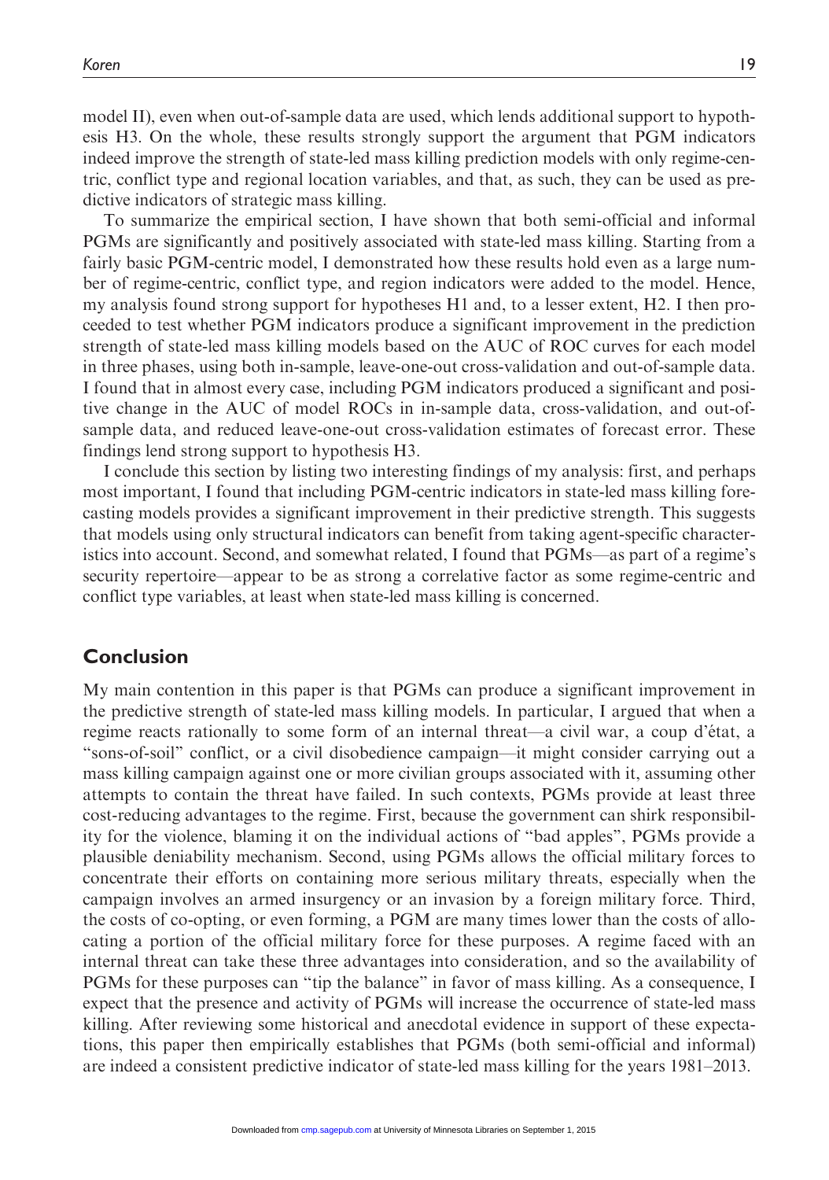model II), even when out-of-sample data are used, which lends additional support to hypothesis H3. On the whole, these results strongly support the argument that PGM indicators indeed improve the strength of state-led mass killing prediction models with only regime-centric, conflict type and regional location variables, and that, as such, they can be used as predictive indicators of strategic mass killing.

To summarize the empirical section, I have shown that both semi-official and informal PGMs are significantly and positively associated with state-led mass killing. Starting from a fairly basic PGM-centric model, I demonstrated how these results hold even as a large number of regime-centric, conflict type, and region indicators were added to the model. Hence, my analysis found strong support for hypotheses H1 and, to a lesser extent, H2. I then proceeded to test whether PGM indicators produce a significant improvement in the prediction strength of state-led mass killing models based on the AUC of ROC curves for each model in three phases, using both in-sample, leave-one-out cross-validation and out-of-sample data. I found that in almost every case, including PGM indicators produced a significant and positive change in the AUC of model ROCs in in-sample data, cross-validation, and out-of-sample data, and reduced leave-one-out cross-validation estimates of forecast error. These findings lend strong support to hypothesis H3.

I conclude this section by listing two interesting findings of my analysis: first, and perhaps most important, I found that including PGM-centric indicators in state-led mass killing forecasting models provides a significant improvement in their predictive strength. This suggests that models using only structural indicators can benefit from taking agent-specific characteristics into account. Second, and somewhat related, I found that PGMs—as part of a regime's security repertoire—appear to be as strong a correlative factor as some regime-centric and conflict type variables, at least when state-led mass killing is concerned.

## Conclusion

My main contention in this paper is that PGMs can produce a significant improvement in the predictive strength of state-led mass killing models. In particular, I argued that when a regime reacts rationally to some form of an internal threat—a civil war, a coup d'état, a "sons-of-soil" conflict, or a civil disobedience campaign—it might consider carrying out a mass killing campaign against one or more civilian groups associated with it, assuming other attempts to contain the threat have failed. In such contexts, PGMs provide at least three cost-reducing advantages to the regime. First, because the government can shirk responsibility for the violence, blaming it on the individual actions of "bad apples", PGMs provide a plausible deniability mechanism. Second, using PGMs allows the official military forces to concentrate their efforts on containing more serious military threats, especially when the campaign involves an armed insurgency or an invasion by a foreign military force. Third, the costs of co-opting, or even forming, a PGM are many times lower than the costs of allocating a portion of the official military force for these purposes. A regime faced with an internal threat can take these three advantages into consideration, and so the availability of PGMs for these purposes can "tip the balance" in favor of mass killing. As a consequence, I expect that the presence and activity of PGMs will increase the occurrence of state-led mass killing. After reviewing some historical and anecdotal evidence in support of these expectations, this paper then empirically establishes that PGMs (both semi-official and informal) are indeed a consistent predictive indicator of state-led mass killing for the years 1981–2013.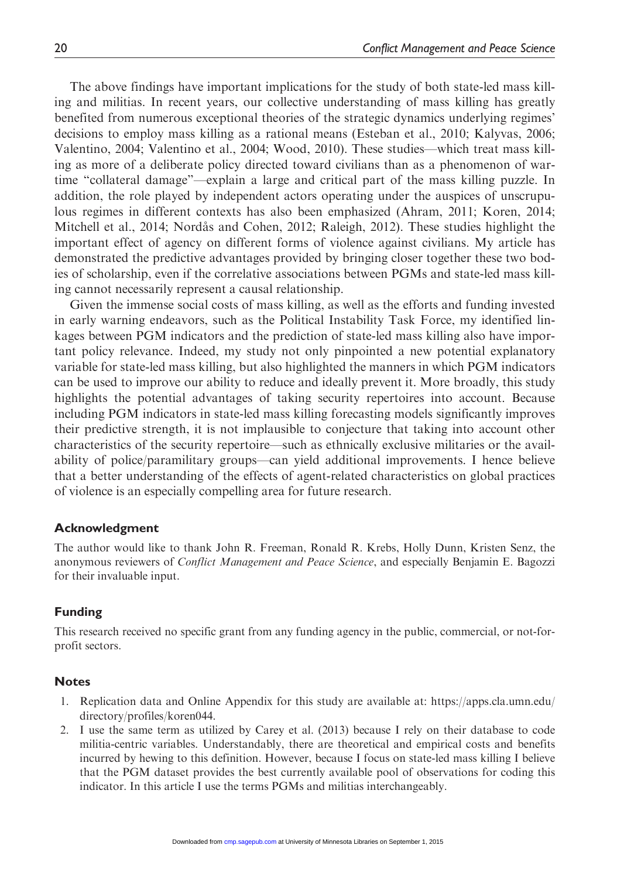The above findings have important implications for the study of both state-led mass killing and militias. In recent years, our collective understanding of mass killing has greatly benefited from numerous exceptional theories of the strategic dynamics underlying regimes' decisions to employ mass killing as a rational means (Esteban et al., 2010; Kalyvas, 2006; Valentino, 2004; Valentino et al., 2004; Wood, 2010). These studies—which treat mass killing as more of a deliberate policy directed toward civilians than as a phenomenon of wartime "collateral damage"—explain a large and critical part of the mass killing puzzle. In addition, the role played by independent actors operating under the auspices of unscrupulous regimes in different contexts has also been emphasized (Ahram, 2011; Koren, 2014; Mitchell et al., 2014; Nordås and Cohen, 2012; Raleigh, 2012). These studies highlight the important effect of agency on different forms of violence against civilians. My article has demonstrated the predictive advantages provided by bringing closer together these two bodies of scholarship, even if the correlative associations between PGMs and state-led mass killing cannot necessarily represent a causal relationship.

Given the immense social costs of mass killing, as well as the efforts and funding invested in early warning endeavors, such as the Political Instability Task Force, my identified linkages between PGM indicators and the prediction of state-led mass killing also have important policy relevance. Indeed, my study not only pinpointed a new potential explanatory variable for state-led mass killing, but also highlighted the manners in which PGM indicators can be used to improve our ability to reduce and ideally prevent it. More broadly, this study highlights the potential advantages of taking security repertoires into account. Because including PGM indicators in state-led mass killing forecasting models significantly improves their predictive strength, it is not implausible to conjecture that taking into account other characteristics of the security repertoire—such as ethnically exclusive militaries or the availability of police/paramilitary groups—can yield additional improvements. I hence believe that a better understanding of the effects of agent-related characteristics on global practices of violence is an especially compelling area for future research.

## Acknowledgment

The author would like to thank John R. Freeman, Ronald R. Krebs, Holly Dunn, Kristen Senz, the anonymous reviewers of *Conflict Management and Peace Science*, and especially Benjamin E. Bagozzi for their invaluable input.

## Funding

This research received no specific grant from any funding agency in the public, commercial, or not-for-profit sectors.

## Notes

1. Replication data and Online Appendix for this study are available at: https://apps.cla.umn.edu/directory/profiles/koren044.
2. I use the same term as utilized by Carey et al. (2013) because I rely on their database to code militia-centric variables. Understandably, there are theoretical and empirical costs and benefits incurred by hewing to this definition. However, because I focus on state-led mass killing I believe that the PGM dataset provides the best currently available pool of observations for coding this indicator. In this article I use the terms PGMs and militias interchangeably.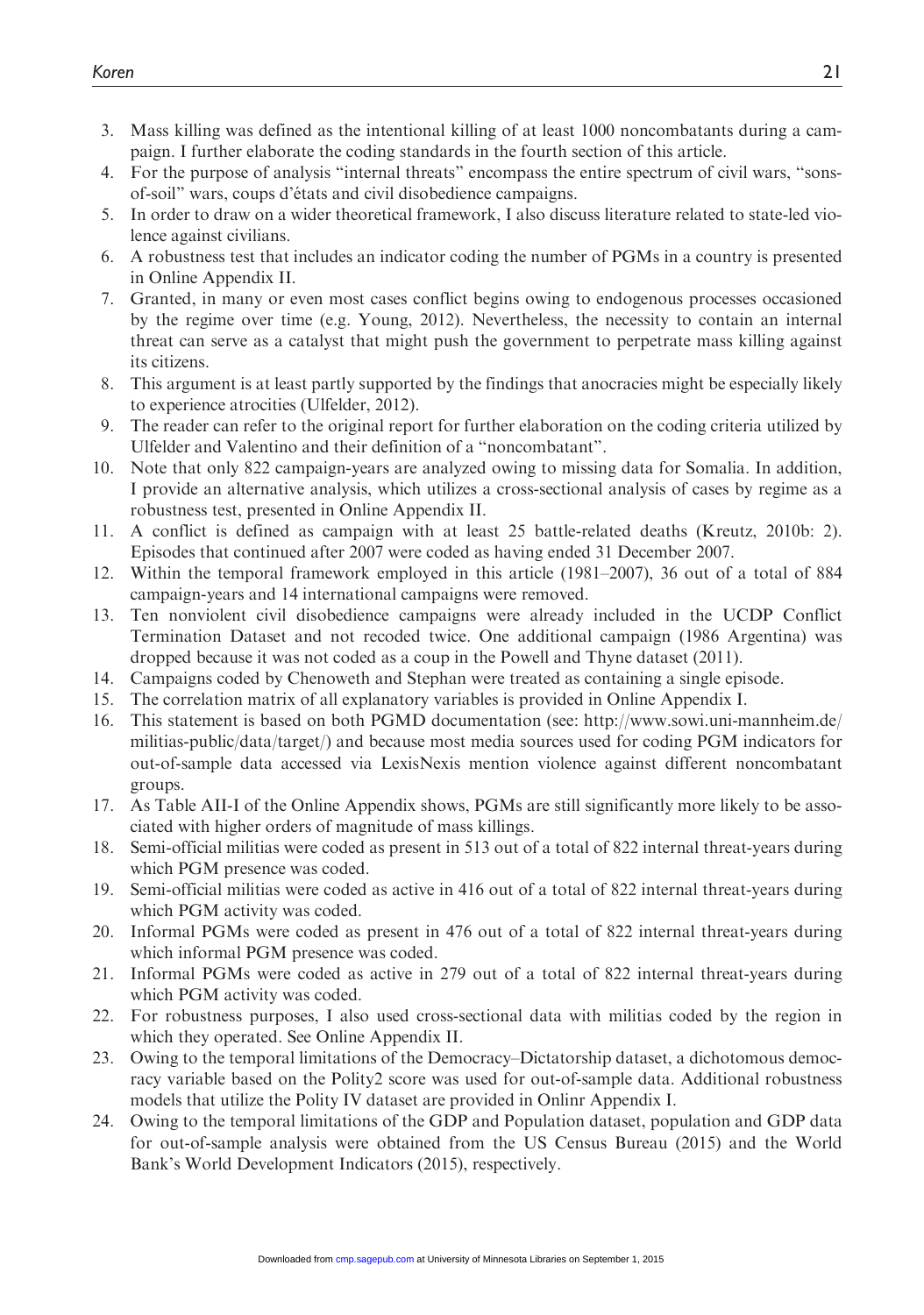3. Mass killing was defined as the intentional killing of at least 1000 noncombatants during a campaign. I further elaborate the coding standards in the fourth section of this article.
4. For the purpose of analysis "internal threats" encompass the entire spectrum of civil wars, "sons-of-soil" wars, coups d'états and civil disobedience campaigns.
5. In order to draw on a wider theoretical framework, I also discuss literature related to state-led violence against civilians.
6. A robustness test that includes an indicator coding the number of PGMs in a country is presented in Online Appendix II.
7. Granted, in many or even most cases conflict begins owing to endogenous processes occasioned by the regime over time (e.g. Young, 2012). Nevertheless, the necessity to contain an internal threat can serve as a catalyst that might push the government to perpetrate mass killing against its citizens.
8. This argument is at least partly supported by the findings that anocracies might be especially likely to experience atrocities (Ulfelder, 2012).
9. The reader can refer to the original report for further elaboration on the coding criteria utilized by Ulfelder and Valentino and their definition of a "noncombatant".
10. Note that only 822 campaign-years are analyzed owing to missing data for Somalia. In addition, I provide an alternative analysis, which utilizes a cross-sectional analysis of cases by regime as a robustness test, presented in Online Appendix II.
11. A conflict is defined as campaign with at least 25 battle-related deaths (Kreutz, 2010b: 2). Episodes that continued after 2007 were coded as having ended 31 December 2007.
12. Within the temporal framework employed in this article (1981–2007), 36 out of a total of 884 campaign-years and 14 international campaigns were removed.
13. Ten nonviolent civil disobedience campaigns were already included in the UCDP Conflict Termination Dataset and not recoded twice. One additional campaign (1986 Argentina) was dropped because it was not coded as a coup in the Powell and Thyne dataset (2011).
14. Campaigns coded by Chenoweth and Stephan were treated as containing a single episode.
15. The correlation matrix of all explanatory variables is provided in Online Appendix I.
16. This statement is based on both PGMD documentation (see: http://www.sowi.uni-mannheim.de/militias-public/data/target/) and because most media sources used for coding PGM indicators for out-of-sample data accessed via LexisNexis mention violence against different noncombatant groups.
17. As Table AII-I of the Online Appendix shows, PGMs are still significantly more likely to be associated with higher orders of magnitude of mass killings.
18. Semi-official militias were coded as present in 513 out of a total of 822 internal threat-years during which PGM presence was coded.
19. Semi-official militias were coded as active in 416 out of a total of 822 internal threat-years during which PGM activity was coded.
20. Informal PGMs were coded as present in 476 out of a total of 822 internal threat-years during which informal PGM presence was coded.
21. Informal PGMs were coded as active in 279 out of a total of 822 internal threat-years during which PGM activity was coded.
22. For robustness purposes, I also used cross-sectional data with militias coded by the region in which they operated. See Online Appendix II.
23. Owing to the temporal limitations of the Democracy–Dictatorship dataset, a dichotomous democracy variable based on the Polity2 score was used for out-of-sample data. Additional robustness models that utilize the Polity IV dataset are provided in Onlinr Appendix I.
24. Owing to the temporal limitations of the GDP and Population dataset, population and GDP data for out-of-sample analysis were obtained from the US Census Bureau (2015) and the World Bank's World Development Indicators (2015), respectively.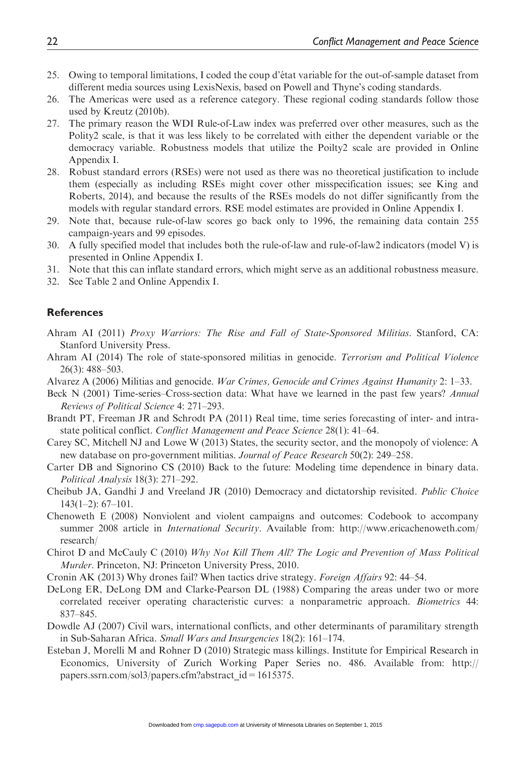25. Owing to temporal limitations, I coded the coup d'état variable for the out-of-sample dataset from different media sources using LexisNexis, based on Powell and Thyne's coding standards.
26. The Americas were used as a reference category. These regional coding standards follow those used by Kreutz (2010b).
27. The primary reason the WDI Rule-of-Law index was preferred over other measures, such as the Polity2 scale, is that it was less likely to be correlated with either the dependent variable or the democracy variable. Robustness models that utilize the Poilty2 scale are provided in Online Appendix I.
28. Robust standard errors (RSEs) were not used as there was no theoretical justification to include them (especially as including RSEs might cover other misspecification issues; see King and Roberts, 2014), and because the results of the RSEs models do not differ significantly from the models with regular standard errors. RSE model estimates are provided in Online Appendix I.
29. Note that, because rule-of-law scores go back only to 1996, the remaining data contain 255 campaign-years and 99 episodes.
30. A fully specified model that includes both the rule-of-law and rule-of-law2 indicators (model V) is presented in Online Appendix I.
31. Note that this can inflate standard errors, which might serve as an additional robustness measure.
32. See Table 2 and Online Appendix I.

## References

Ahram AI (2011) *Proxy Warriors: The Rise and Fall of State-Sponsored Militias*. Stanford, CA: Stanford University Press.

Ahram AI (2014) The role of state-sponsored militias in genocide. *Terrorism and Political Violence* 26(3): 488–503.

Alvarez A (2006) Militias and genocide. *War Crimes, Genocide and Crimes Against Humanity* 2: 1–33.

Beck N (2001) Time-series–Cross-section data: What have we learned in the past few years? *Annual Reviews of Political Science* 4: 271–293.

Brandt PT, Freeman JR and Schrodt PA (2011) Real time, time series forecasting of inter- and intra-state political conflict. *Conflict Management and Peace Science* 28(1): 41–64.

Carey SC, Mitchell NJ and Lowe W (2013) States, the security sector, and the monopoly of violence: A new database on pro-government militias. *Journal of Peace Research* 50(2): 249–258.

Carter DB and Signorino CS (2010) Back to the future: Modeling time dependence in binary data. *Political Analysis* 18(3): 271–292.

Cheibub JA, Gandhi J and Vreeland JR (2010) Democracy and dictatorship revisited. *Public Choice* 143(1–2): 67–101.

Chenoweth E (2008) Nonviolent and violent campaigns and outcomes: Codebook to accompany summer 2008 article in *International Security*. Available from: http://www.ericachenoweth.com/research/

Chirot D and McCauly C (2010) *Why Not Kill Them All? The Logic and Prevention of Mass Political Murder*. Princeton, NJ: Princeton University Press, 2010.

Cronin AK (2013) Why drones fail? When tactics drive strategy. *Foreign Affairs* 92: 44–54.

DeLong ER, DeLong DM and Clarke-Pearson DL (1988) Comparing the areas under two or more correlated receiver operating characteristic curves: a nonparametric approach. *Biometrics* 44: 837–845.

Dowdle AJ (2007) Civil wars, international conflicts, and other determinants of paramilitary strength in Sub-Saharan Africa. *Small Wars and Insurgencies* 18(2): 161–174.

Esteban J, Morelli M and Rohner D (2010) Strategic mass killings. Institute for Empirical Research in Economics, University of Zurich Working Paper Series no. 486. Available from: http://papers.ssrn.com/sol3/papers.cfm?abstract_id=1615375.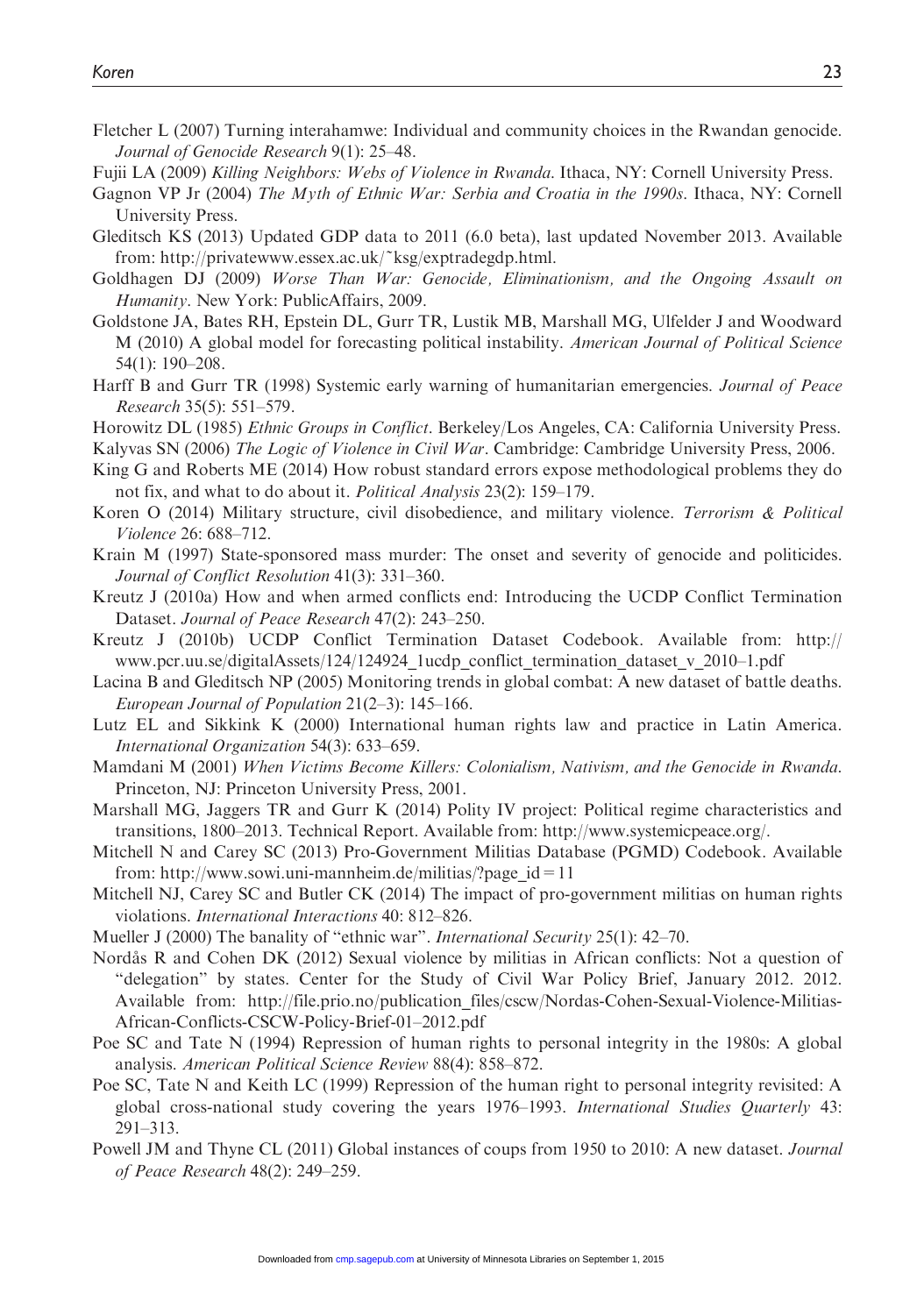Fletcher L (2007) Turning interahamwe: Individual and community choices in the Rwandan genocide. *Journal of Genocide Research* 9(1): 25–48.

Fujii LA (2009) *Killing Neighbors: Webs of Violence in Rwanda*. Ithaca, NY: Cornell University Press.

Gagnon VP Jr (2004) *The Myth of Ethnic War: Serbia and Croatia in the 1990s*. Ithaca, NY: Cornell University Press.

Gleditsch KS (2013) Updated GDP data to 2011 (6.0 beta), last updated November 2013. Available from: http://privatewww.essex.ac.uk/~ksg/exptradegdp.html.

Goldhagen DJ (2009) *Worse Than War: Genocide, Eliminationism, and the Ongoing Assault on Humanity*. New York: PublicAffairs, 2009.

Goldstone JA, Bates RH, Epstein DL, Gurr TR, Lustik MB, Marshall MG, Ulfelder J and Woodward M (2010) A global model for forecasting political instability. *American Journal of Political Science* 54(1): 190–208.

Harff B and Gurr TR (1998) Systemic early warning of humanitarian emergencies. *Journal of Peace Research* 35(5): 551–579.

Horowitz DL (1985) *Ethnic Groups in Conflict*. Berkeley/Los Angeles, CA: California University Press.

Kalyvas SN (2006) *The Logic of Violence in Civil War*. Cambridge: Cambridge University Press, 2006.

King G and Roberts ME (2014) How robust standard errors expose methodological problems they do not fix, and what to do about it. *Political Analysis* 23(2): 159–179.

Koren O (2014) Military structure, civil disobedience, and military violence. *Terrorism & Political Violence* 26: 688–712.

Krain M (1997) State-sponsored mass murder: The onset and severity of genocide and politicides. *Journal of Conflict Resolution* 41(3): 331–360.

Kreutz J (2010a) How and when armed conflicts end: Introducing the UCDP Conflict Termination Dataset. *Journal of Peace Research* 47(2): 243–250.

Kreutz J (2010b) UCDP Conflict Termination Dataset Codebook. Available from: http://www.pcr.uu.se/digitalAssets/124/124924_1ucdp_conflict_termination_dataset_v_2010–1.pdf

Lacina B and Gleditsch NP (2005) Monitoring trends in global combat: A new dataset of battle deaths. *European Journal of Population* 21(2–3): 145–166.

Lutz EL and Sikkink K (2000) International human rights law and practice in Latin America. *International Organization* 54(3): 633–659.

Mamdani M (2001) *When Victims Become Killers: Colonialism, Nativism, and the Genocide in Rwanda*. Princeton, NJ: Princeton University Press, 2001.

Marshall MG, Jaggers TR and Gurr K (2014) Polity IV project: Political regime characteristics and transitions, 1800–2013. Technical Report. Available from: http://www.systemicpeace.org/.

Mitchell N and Carey SC (2013) Pro-Government Militias Database (PGMD) Codebook. Available from: http://www.sowi.uni-mannheim.de/militias/?page_id = 11

Mitchell NJ, Carey SC and Butler CK (2014) The impact of pro-government militias on human rights violations. *International Interactions* 40: 812–826.

Mueller J (2000) The banality of "ethnic war". *International Security* 25(1): 42–70.

Nordås R and Cohen DK (2012) Sexual violence by militias in African conflicts: Not a question of "delegation" by states. Center for the Study of Civil War Policy Brief, January 2012. 2012. Available from: http://file.prio.no/publication_files/cscw/Nordas-Cohen-Sexual-Violence-Militias-African-Conflicts-CSCW-Policy-Brief-01–2012.pdf

Poe SC and Tate N (1994) Repression of human rights to personal integrity in the 1980s: A global analysis. *American Political Science Review* 88(4): 858–872.

Poe SC, Tate N and Keith LC (1999) Repression of the human right to personal integrity revisited: A global cross-national study covering the years 1976–1993. *International Studies Quarterly* 43: 291–313.

Powell JM and Thyne CL (2011) Global instances of coups from 1950 to 2010: A new dataset. *Journal of Peace Research* 48(2): 249–259.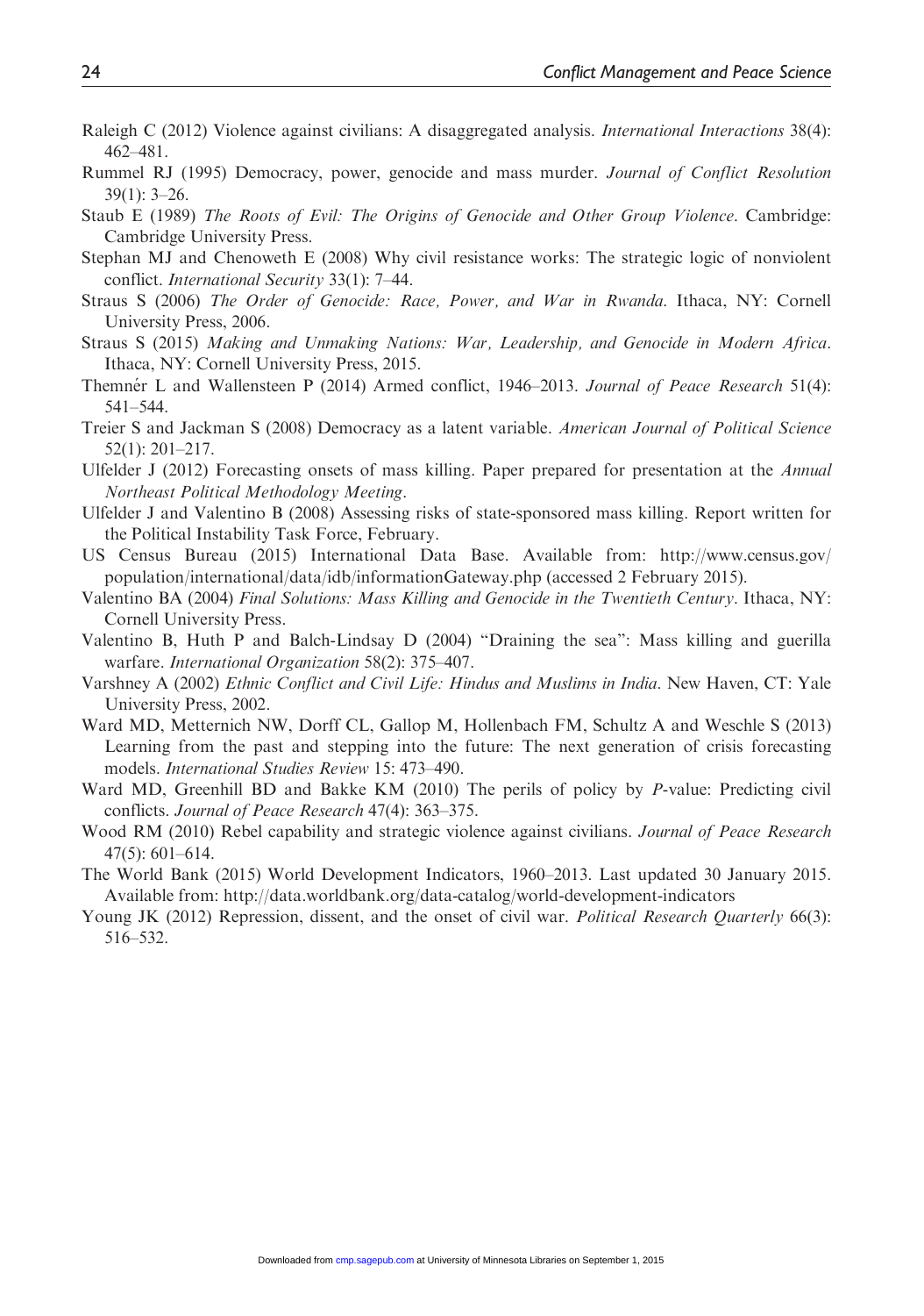Raleigh C (2012) Violence against civilians: A disaggregated analysis. *International Interactions* 38(4): 462–481.

Rummel RJ (1995) Democracy, power, genocide and mass murder. *Journal of Conflict Resolution* 39(1): 3–26.

Staub E (1989) *The Roots of Evil: The Origins of Genocide and Other Group Violence*. Cambridge: Cambridge University Press.

Stephan MJ and Chenoweth E (2008) Why civil resistance works: The strategic logic of nonviolent conflict. *International Security* 33(1): 7–44.

Straus S (2006) *The Order of Genocide: Race, Power, and War in Rwanda*. Ithaca, NY: Cornell University Press, 2006.

Straus S (2015) *Making and Unmaking Nations: War, Leadership, and Genocide in Modern Africa*. Ithaca, NY: Cornell University Press, 2015.

Themnér L and Wallensteen P (2014) Armed conflict, 1946–2013. *Journal of Peace Research* 51(4): 541–544.

Treier S and Jackman S (2008) Democracy as a latent variable. *American Journal of Political Science* 52(1): 201–217.

Ulfelder J (2012) Forecasting onsets of mass killing. Paper prepared for presentation at the *Annual Northeast Political Methodology Meeting*.

Ulfelder J and Valentino B (2008) Assessing risks of state-sponsored mass killing. Report written for the Political Instability Task Force, February.

US Census Bureau (2015) International Data Base. Available from: http://www.census.gov/population/international/data/idb/informationGateway.php (accessed 2 February 2015).

Valentino BA (2004) *Final Solutions: Mass Killing and Genocide in the Twentieth Century*. Ithaca, NY: Cornell University Press.

Valentino B, Huth P and Balch-Lindsay D (2004) "Draining the sea": Mass killing and guerilla warfare. *International Organization* 58(2): 375–407.

Varshney A (2002) *Ethnic Conflict and Civil Life: Hindus and Muslims in India*. New Haven, CT: Yale University Press, 2002.

Ward MD, Metternich NW, Dorff CL, Gallop M, Hollenbach FM, Schultz A and Weschle S (2013) Learning from the past and stepping into the future: The next generation of crisis forecasting models. *International Studies Review* 15: 473–490.

Ward MD, Greenhill BD and Bakke KM (2010) The perils of policy by *P*-value: Predicting civil conflicts. *Journal of Peace Research* 47(4): 363–375.

Wood RM (2010) Rebel capability and strategic violence against civilians. *Journal of Peace Research* 47(5): 601–614.

The World Bank (2015) World Development Indicators, 1960–2013. Last updated 30 January 2015. Available from: http://data.worldbank.org/data-catalog/world-development-indicators

Young JK (2012) Repression, dissent, and the onset of civil war. *Political Research Quarterly* 66(3): 516–532.